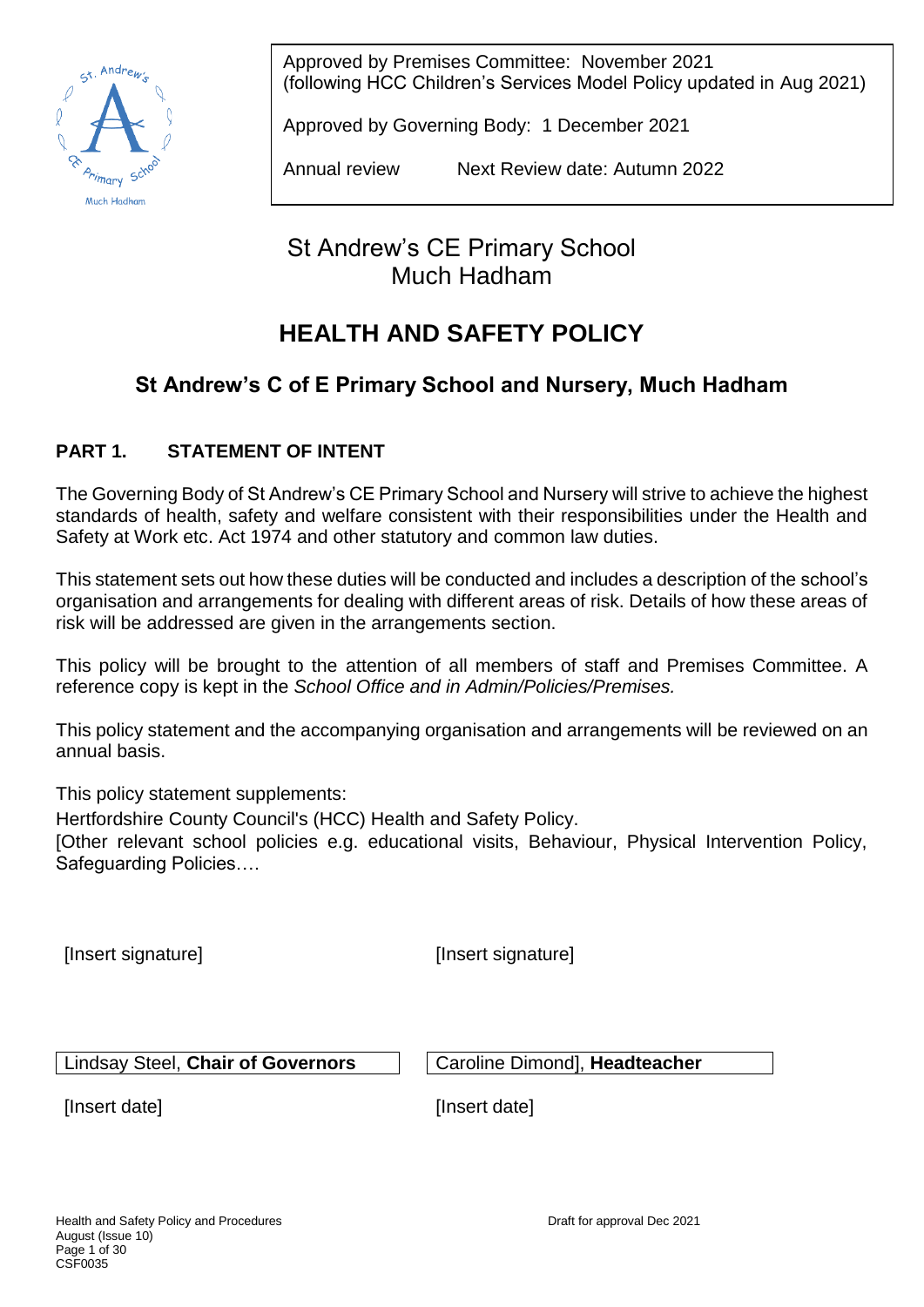Approved by Premises Committee: November 2021
(following HCC Children's Services Model Policy updated in Aug 2021)

Approved by Governing Body: 1 December 2021

Annual review Next Review date: Autumn 2022

St Andrew's CE Primary School
Much Hadham

# HEALTH AND SAFETY POLICY

## St Andrew's C of E Primary School and Nursery, Much Hadham

### PART 1. STATEMENT OF INTENT

The Governing Body of St Andrew's CE Primary School and Nursery will strive to achieve the highest standards of health, safety and welfare consistent with their responsibilities under the Health and Safety at Work etc. Act 1974 and other statutory and common law duties.

This statement sets out how these duties will be conducted and includes a description of the school's organisation and arrangements for dealing with different areas of risk. Details of how these areas of risk will be addressed are given in the arrangements section.

This policy will be brought to the attention of all members of staff and Premises Committee. A reference copy is kept in the *School Office and in Admin/Policies/Premises.*

This policy statement and the accompanying organisation and arrangements will be reviewed on an annual basis.

This policy statement supplements:

Hertfordshire County Council's (HCC) Health and Safety Policy.

[Other relevant school policies e.g. educational visits, Behaviour, Physical Intervention Policy, Safeguarding Policies….

[Insert signature] [Insert signature]

Lindsay Steel, **Chair of Governors** Caroline Dimond], **Headteacher**

[Insert date] [Insert date]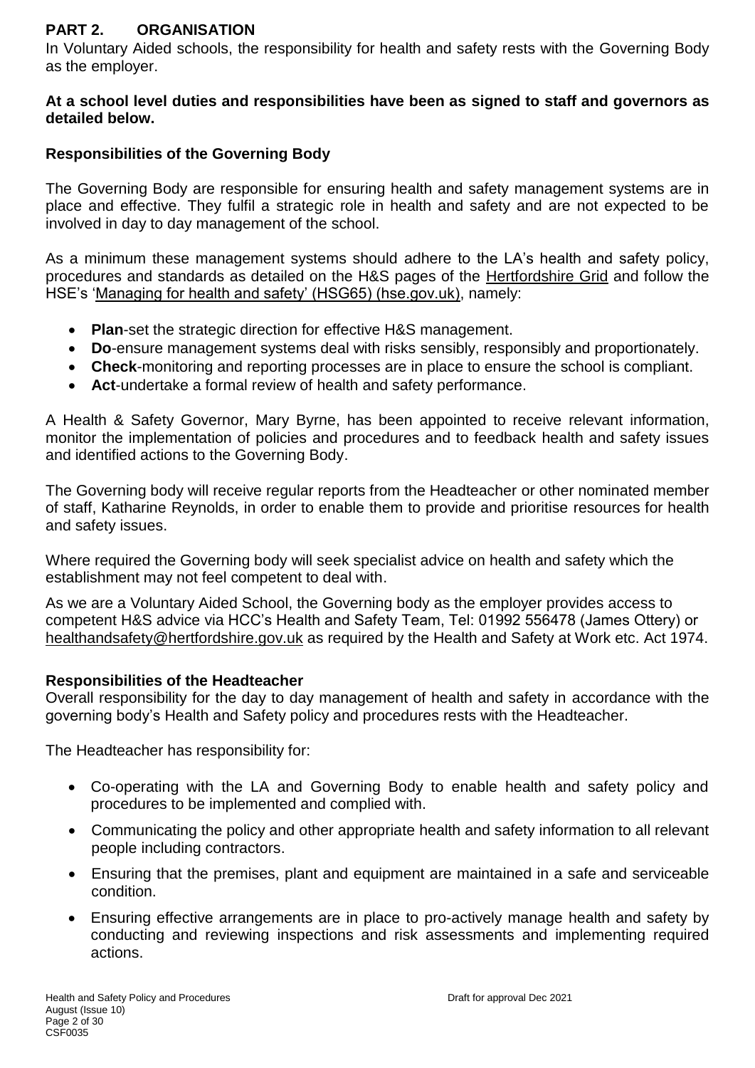## PART 2. ORGANISATION

In Voluntary Aided schools, the responsibility for health and safety rests with the Governing Body as the employer.

**At a school level duties and responsibilities have been as signed to staff and governors as detailed below.**

### Responsibilities of the Governing Body

The Governing Body are responsible for ensuring health and safety management systems are in place and effective. They fulfil a strategic role in health and safety and are not expected to be involved in day to day management of the school.

As a minimum these management systems should adhere to the LA's health and safety policy, procedures and standards as detailed on the H&S pages of the Hertfordshire Grid and follow the HSE's 'Managing for health and safety' (HSG65) (hse.gov.uk), namely:

- **Plan**-set the strategic direction for effective H&S management.
- **Do**-ensure management systems deal with risks sensibly, responsibly and proportionately.
- **Check**-monitoring and reporting processes are in place to ensure the school is compliant.
- **Act**-undertake a formal review of health and safety performance.

A Health & Safety Governor, Mary Byrne, has been appointed to receive relevant information, monitor the implementation of policies and procedures and to feedback health and safety issues and identified actions to the Governing Body.

The Governing body will receive regular reports from the Headteacher or other nominated member of staff, Katharine Reynolds, in order to enable them to provide and prioritise resources for health and safety issues.

Where required the Governing body will seek specialist advice on health and safety which the establishment may not feel competent to deal with.

As we are a Voluntary Aided School, the Governing body as the employer provides access to competent H&S advice via HCC's Health and Safety Team, Tel: 01992 556478 (James Ottery) or healthandsafety@hertfordshire.gov.uk as required by the Health and Safety at Work etc. Act 1974.

### Responsibilities of the Headteacher

Overall responsibility for the day to day management of health and safety in accordance with the governing body's Health and Safety policy and procedures rests with the Headteacher.

The Headteacher has responsibility for:

- Co-operating with the LA and Governing Body to enable health and safety policy and procedures to be implemented and complied with.
- Communicating the policy and other appropriate health and safety information to all relevant people including contractors.
- Ensuring that the premises, plant and equipment are maintained in a safe and serviceable condition.
- Ensuring effective arrangements are in place to pro-actively manage health and safety by conducting and reviewing inspections and risk assessments and implementing required actions.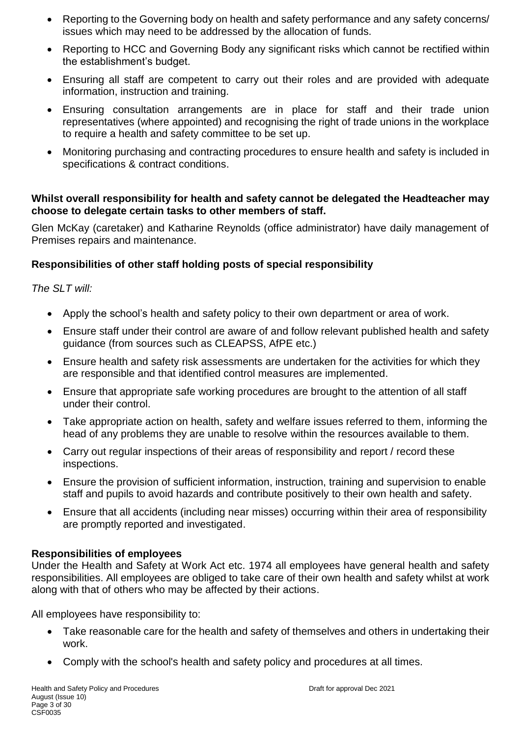- Reporting to the Governing body on health and safety performance and any safety concerns/ issues which may need to be addressed by the allocation of funds.
- Reporting to HCC and Governing Body any significant risks which cannot be rectified within the establishment's budget.
- Ensuring all staff are competent to carry out their roles and are provided with adequate information, instruction and training.
- Ensuring consultation arrangements are in place for staff and their trade union representatives (where appointed) and recognising the right of trade unions in the workplace to require a health and safety committee to be set up.
- Monitoring purchasing and contracting procedures to ensure health and safety is included in specifications & contract conditions.

**Whilst overall responsibility for health and safety cannot be delegated the Headteacher may choose to delegate certain tasks to other members of staff.**

Glen McKay (caretaker) and Katharine Reynolds (office administrator) have daily management of Premises repairs and maintenance.

### Responsibilities of other staff holding posts of special responsibility

*The SLT will:*

- Apply the school's health and safety policy to their own department or area of work.
- Ensure staff under their control are aware of and follow relevant published health and safety guidance (from sources such as CLEAPSS, AfPE etc.)
- Ensure health and safety risk assessments are undertaken for the activities for which they are responsible and that identified control measures are implemented.
- Ensure that appropriate safe working procedures are brought to the attention of all staff under their control.
- Take appropriate action on health, safety and welfare issues referred to them, informing the head of any problems they are unable to resolve within the resources available to them.
- Carry out regular inspections of their areas of responsibility and report / record these inspections.
- Ensure the provision of sufficient information, instruction, training and supervision to enable staff and pupils to avoid hazards and contribute positively to their own health and safety.
- Ensure that all accidents (including near misses) occurring within their area of responsibility are promptly reported and investigated.

### Responsibilities of employees

Under the Health and Safety at Work Act etc. 1974 all employees have general health and safety responsibilities. All employees are obliged to take care of their own health and safety whilst at work along with that of others who may be affected by their actions.

All employees have responsibility to:

- Take reasonable care for the health and safety of themselves and others in undertaking their work.
- Comply with the school's health and safety policy and procedures at all times.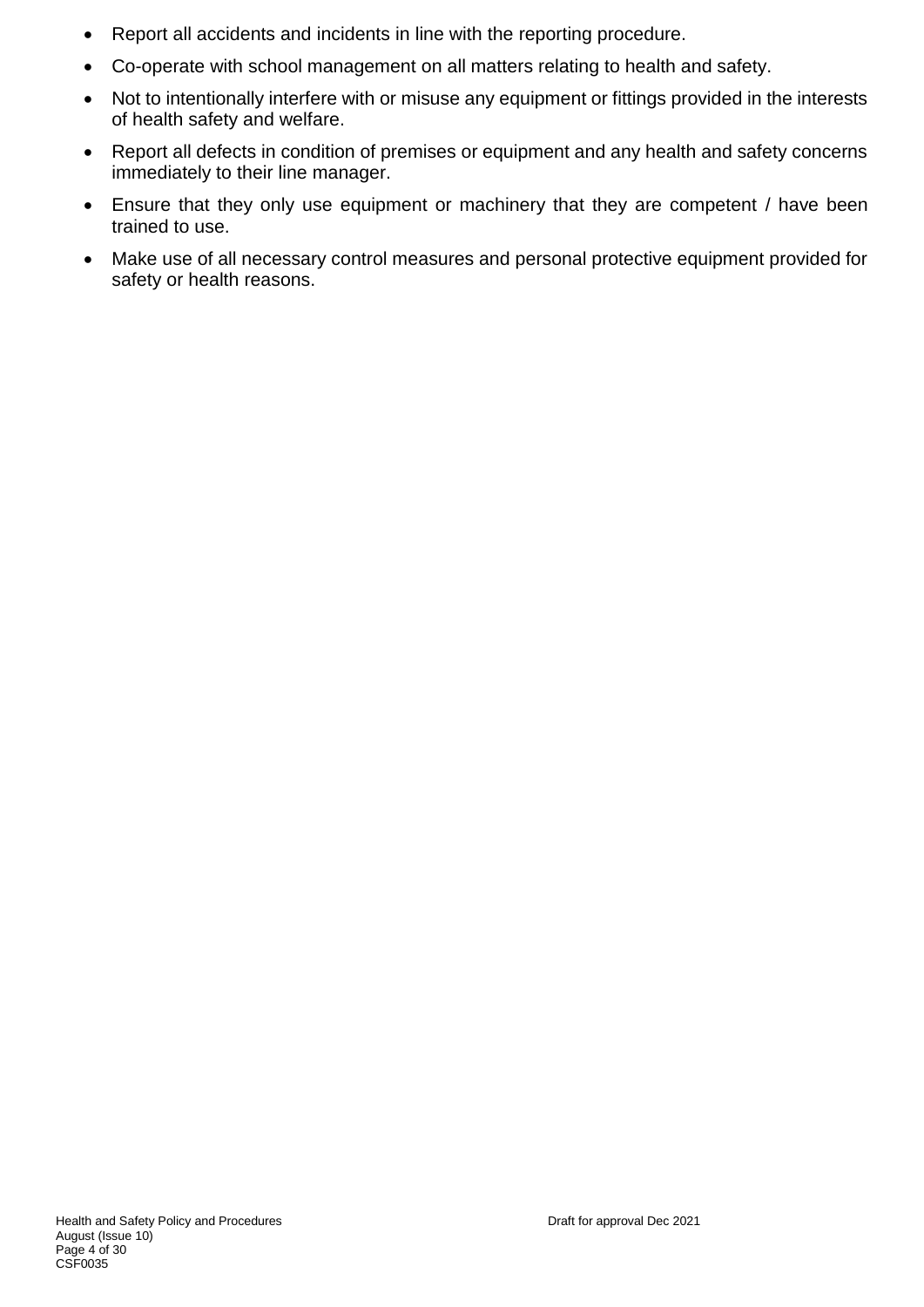- Report all accidents and incidents in line with the reporting procedure.
- Co-operate with school management on all matters relating to health and safety.
- Not to intentionally interfere with or misuse any equipment or fittings provided in the interests of health safety and welfare.
- Report all defects in condition of premises or equipment and any health and safety concerns immediately to their line manager.
- Ensure that they only use equipment or machinery that they are competent / have been trained to use.
- Make use of all necessary control measures and personal protective equipment provided for safety or health reasons.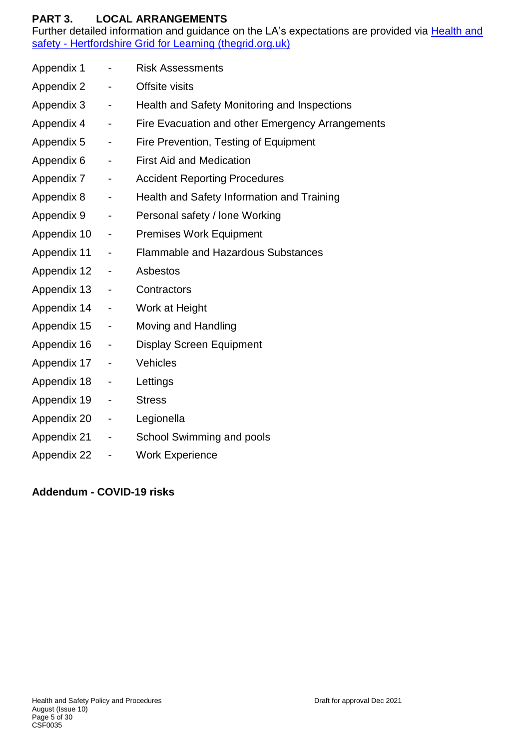## PART 3. LOCAL ARRANGEMENTS

Further detailed information and guidance on the LA's expectations are provided via [Health and safety - Hertfordshire Grid for Learning (thegrid.org.uk)]()

Appendix 1 - Risk Assessments

Appendix 2 - Offsite visits

Appendix 3 - Health and Safety Monitoring and Inspections

Appendix 4 - Fire Evacuation and other Emergency Arrangements

Appendix 5 - Fire Prevention, Testing of Equipment

Appendix 6 - First Aid and Medication

Appendix 7 - Accident Reporting Procedures

Appendix 8 - Health and Safety Information and Training

Appendix 9 - Personal safety / lone Working

Appendix 10 - Premises Work Equipment

Appendix 11 - Flammable and Hazardous Substances

Appendix 12 - Asbestos

Appendix 13 - Contractors

Appendix 14 - Work at Height

Appendix 15 - Moving and Handling

Appendix 16 - Display Screen Equipment

Appendix 17 - Vehicles

Appendix 18 - Lettings

Appendix 19 - Stress

Appendix 20 - Legionella

Appendix 21 - School Swimming and pools

Appendix 22 - Work Experience

**Addendum - COVID-19 risks**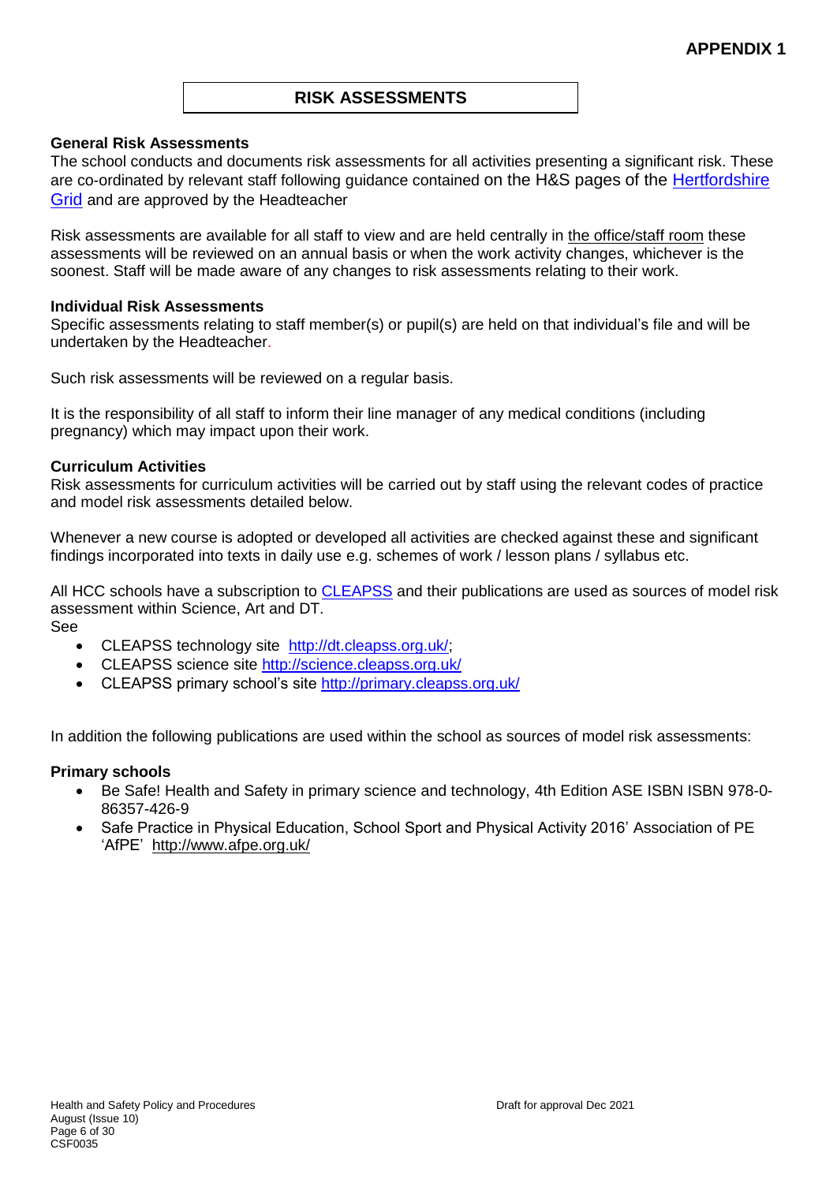**APPENDIX 1**

## RISK ASSESSMENTS

**General Risk Assessments**

The school conducts and documents risk assessments for all activities presenting a significant risk. These are co-ordinated by relevant staff following guidance contained on the H&S pages of the Hertfordshire Grid and are approved by the Headteacher

Risk assessments are available for all staff to view and are held centrally in the office/staff room these assessments will be reviewed on an annual basis or when the work activity changes, whichever is the soonest. Staff will be made aware of any changes to risk assessments relating to their work.

**Individual Risk Assessments**

Specific assessments relating to staff member(s) or pupil(s) are held on that individual's file and will be undertaken by the Headteacher.

Such risk assessments will be reviewed on a regular basis.

It is the responsibility of all staff to inform their line manager of any medical conditions (including pregnancy) which may impact upon their work.

**Curriculum Activities**

Risk assessments for curriculum activities will be carried out by staff using the relevant codes of practice and model risk assessments detailed below.

Whenever a new course is adopted or developed all activities are checked against these and significant findings incorporated into texts in daily use e.g. schemes of work / lesson plans / syllabus etc.

All HCC schools have a subscription to CLEAPSS and their publications are used as sources of model risk assessment within Science, Art and DT.
See

- CLEAPSS technology site http://dt.cleapss.org.uk/;
- CLEAPSS science site http://science.cleapss.org.uk/
- CLEAPSS primary school's site http://primary.cleapss.org.uk/

In addition the following publications are used within the school as sources of model risk assessments:

**Primary schools**

- Be Safe! Health and Safety in primary science and technology, 4th Edition ASE ISBN ISBN 978-0-86357-426-9
- Safe Practice in Physical Education, School Sport and Physical Activity 2016' Association of PE 'AfPE' http://www.afpe.org.uk/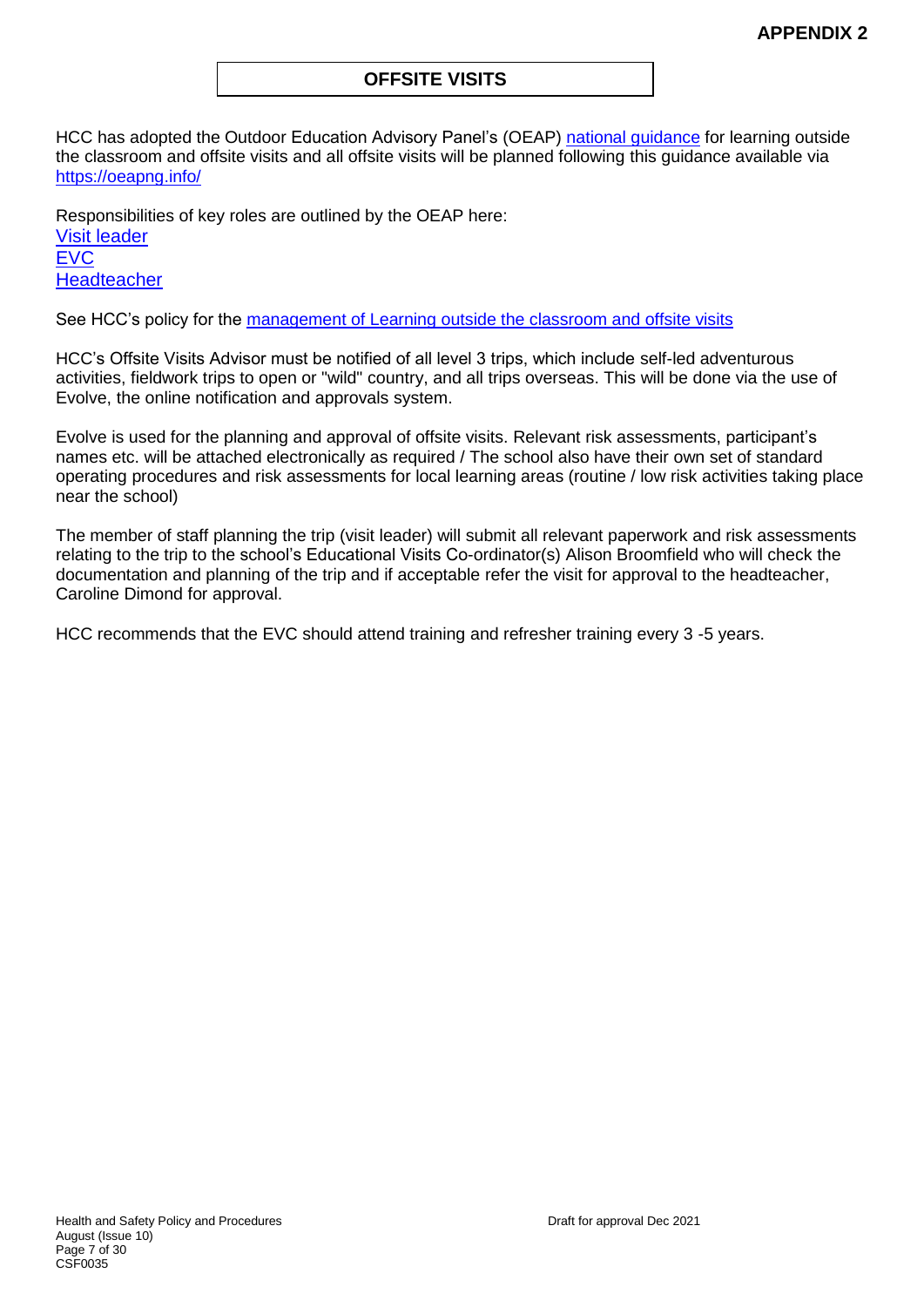**APPENDIX 2**

## OFFSITE VISITS

HCC has adopted the Outdoor Education Advisory Panel's (OEAP) national guidance for learning outside the classroom and offsite visits and all offsite visits will be planned following this guidance available via https://oeapng.info/

Responsibilities of key roles are outlined by the OEAP here:
Visit leader
EVC
Headteacher

See HCC's policy for the management of Learning outside the classroom and offsite visits

HCC's Offsite Visits Advisor must be notified of all level 3 trips, which include self-led adventurous activities, fieldwork trips to open or "wild" country, and all trips overseas. This will be done via the use of Evolve, the online notification and approvals system.

Evolve is used for the planning and approval of offsite visits. Relevant risk assessments, participant's names etc. will be attached electronically as required / The school also have their own set of standard operating procedures and risk assessments for local learning areas (routine / low risk activities taking place near the school)

The member of staff planning the trip (visit leader) will submit all relevant paperwork and risk assessments relating to the trip to the school's Educational Visits Co-ordinator(s) Alison Broomfield who will check the documentation and planning of the trip and if acceptable refer the visit for approval to the headteacher, Caroline Dimond for approval.

HCC recommends that the EVC should attend training and refresher training every 3 -5 years.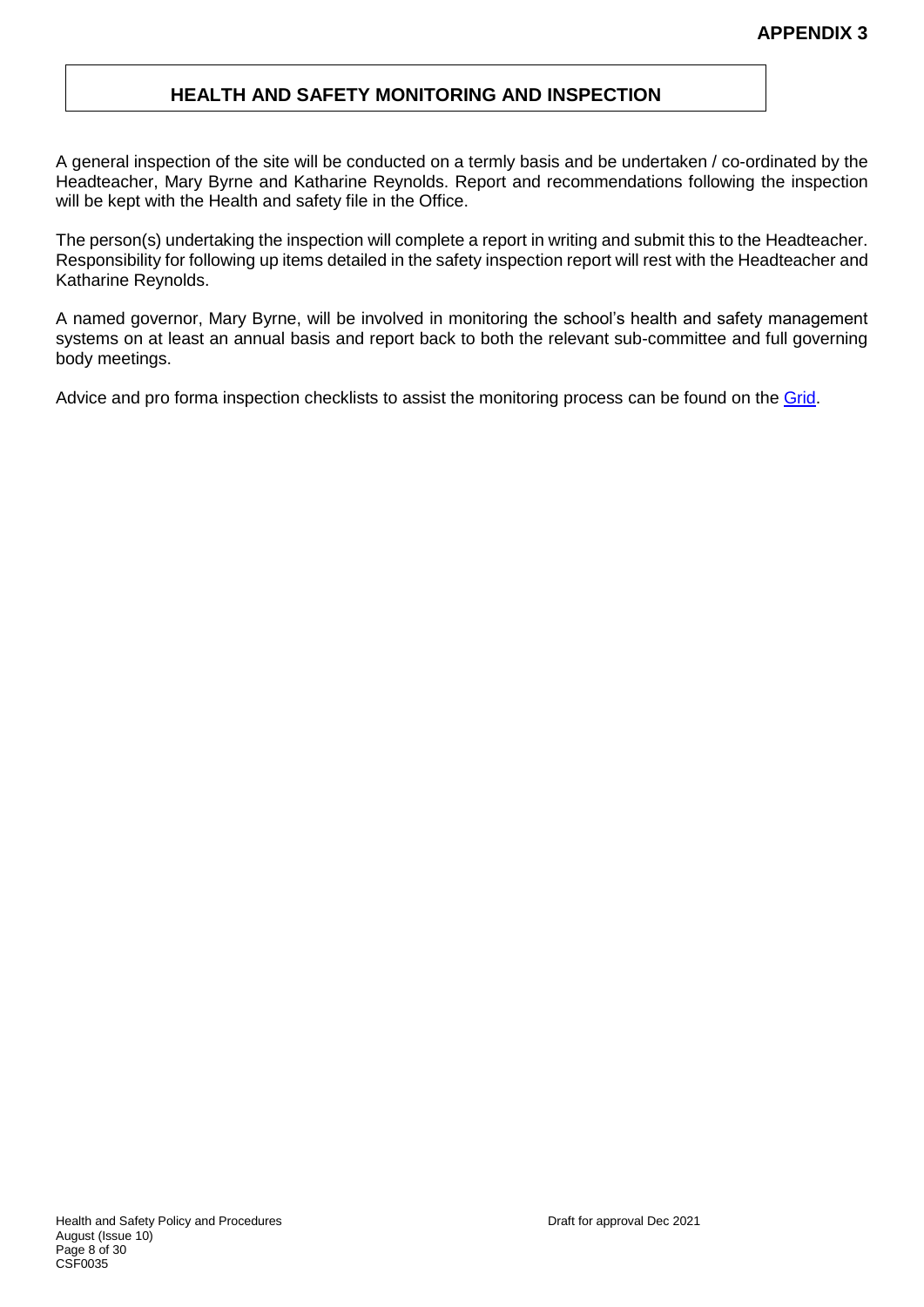**APPENDIX 3**

## HEALTH AND SAFETY MONITORING AND INSPECTION

A general inspection of the site will be conducted on a termly basis and be undertaken / co-ordinated by the Headteacher, Mary Byrne and Katharine Reynolds. Report and recommendations following the inspection will be kept with the Health and safety file in the Office.

The person(s) undertaking the inspection will complete a report in writing and submit this to the Headteacher. Responsibility for following up items detailed in the safety inspection report will rest with the Headteacher and Katharine Reynolds.

A named governor, Mary Byrne, will be involved in monitoring the school's health and safety management systems on at least an annual basis and report back to both the relevant sub-committee and full governing body meetings.

Advice and pro forma inspection checklists to assist the monitoring process can be found on the Grid.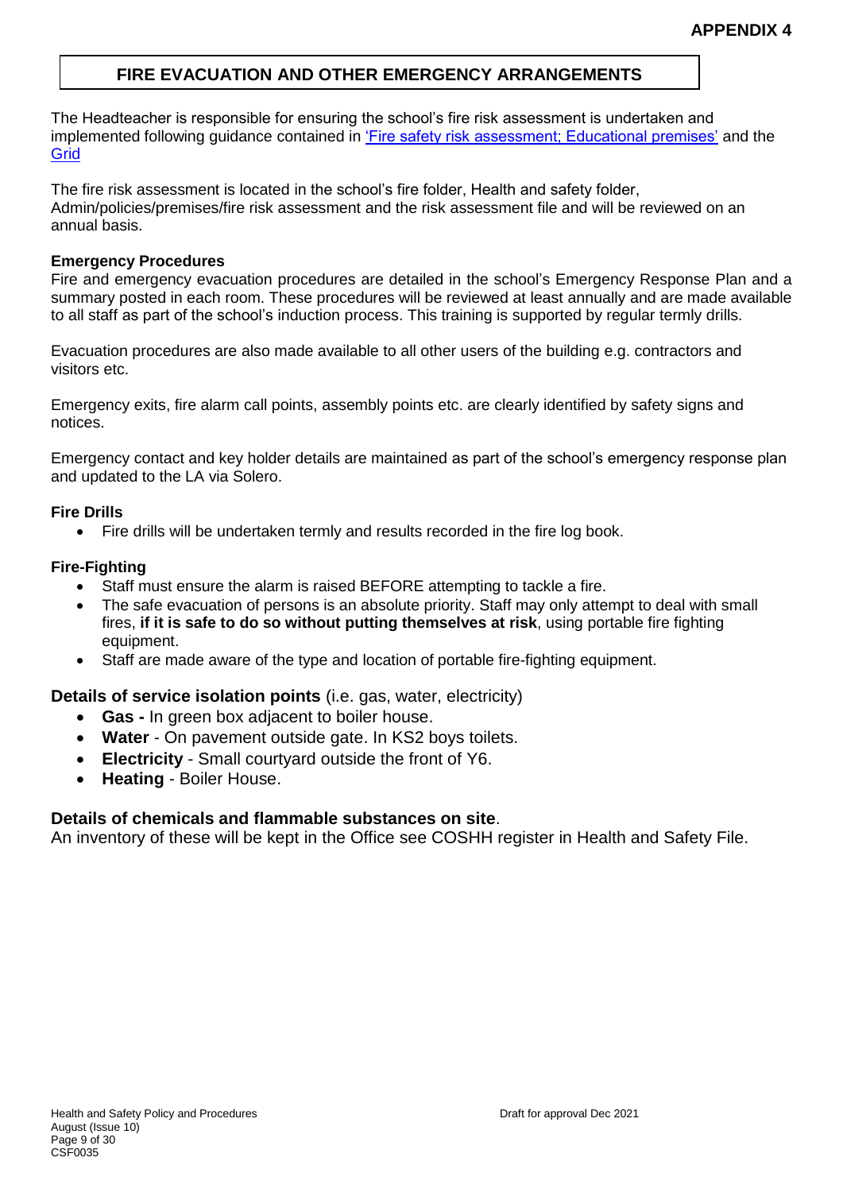**APPENDIX 4**

# FIRE EVACUATION AND OTHER EMERGENCY ARRANGEMENTS

The Headteacher is responsible for ensuring the school's fire risk assessment is undertaken and implemented following guidance contained in 'Fire safety risk assessment; Educational premises' and the Grid

The fire risk assessment is located in the school's fire folder, Health and safety folder, Admin/policies/premises/fire risk assessment and the risk assessment file and will be reviewed on an annual basis.

### Emergency Procedures

Fire and emergency evacuation procedures are detailed in the school's Emergency Response Plan and a summary posted in each room. These procedures will be reviewed at least annually and are made available to all staff as part of the school's induction process. This training is supported by regular termly drills.

Evacuation procedures are also made available to all other users of the building e.g. contractors and visitors etc.

Emergency exits, fire alarm call points, assembly points etc. are clearly identified by safety signs and notices.

Emergency contact and key holder details are maintained as part of the school's emergency response plan and updated to the LA via Solero.

### Fire Drills

- Fire drills will be undertaken termly and results recorded in the fire log book.

### Fire-Fighting

- Staff must ensure the alarm is raised BEFORE attempting to tackle a fire.
- The safe evacuation of persons is an absolute priority. Staff may only attempt to deal with small fires, **if it is safe to do so without putting themselves at risk**, using portable fire fighting equipment.
- Staff are made aware of the type and location of portable fire-fighting equipment.

### **Details of service isolation points** (i.e. gas, water, electricity)

- **Gas -** In green box adjacent to boiler house.
- **Water** - On pavement outside gate. In KS2 boys toilets.
- **Electricity** - Small courtyard outside the front of Y6.
- **Heating** - Boiler House.

### Details of chemicals and flammable substances on site.

An inventory of these will be kept in the Office see COSHH register in Health and Safety File.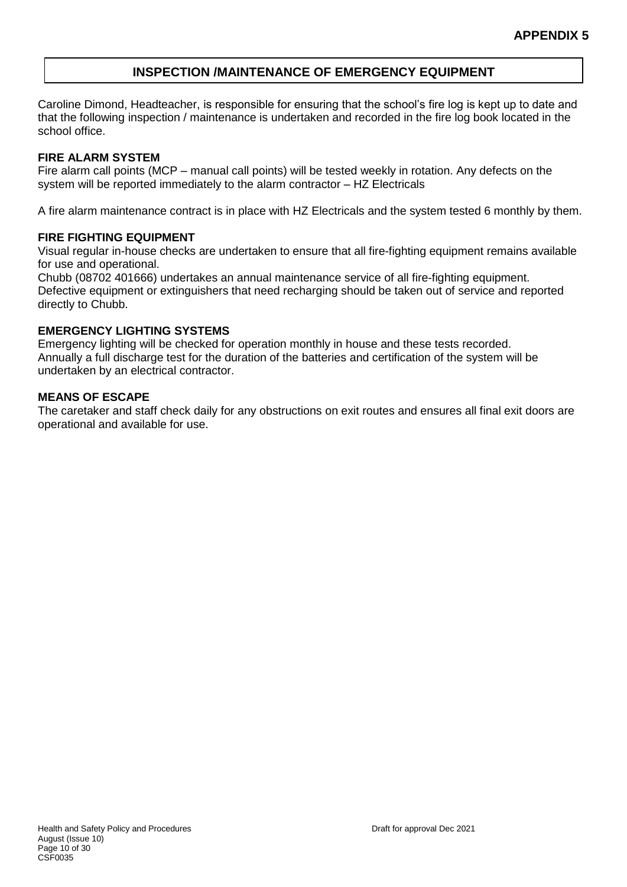**APPENDIX 5**

## INSPECTION /MAINTENANCE OF EMERGENCY EQUIPMENT

Caroline Dimond, Headteacher, is responsible for ensuring that the school's fire log is kept up to date and that the following inspection / maintenance is undertaken and recorded in the fire log book located in the school office.

**FIRE ALARM SYSTEM**

Fire alarm call points (MCP – manual call points) will be tested weekly in rotation. Any defects on the system will be reported immediately to the alarm contractor – HZ Electricals

A fire alarm maintenance contract is in place with HZ Electricals and the system tested 6 monthly by them.

**FIRE FIGHTING EQUIPMENT**

Visual regular in-house checks are undertaken to ensure that all fire-fighting equipment remains available for use and operational.

Chubb (08702 401666) undertakes an annual maintenance service of all fire-fighting equipment.

Defective equipment or extinguishers that need recharging should be taken out of service and reported directly to Chubb.

**EMERGENCY LIGHTING SYSTEMS**

Emergency lighting will be checked for operation monthly in house and these tests recorded.

Annually a full discharge test for the duration of the batteries and certification of the system will be undertaken by an electrical contractor.

**MEANS OF ESCAPE**

The caretaker and staff check daily for any obstructions on exit routes and ensures all final exit doors are operational and available for use.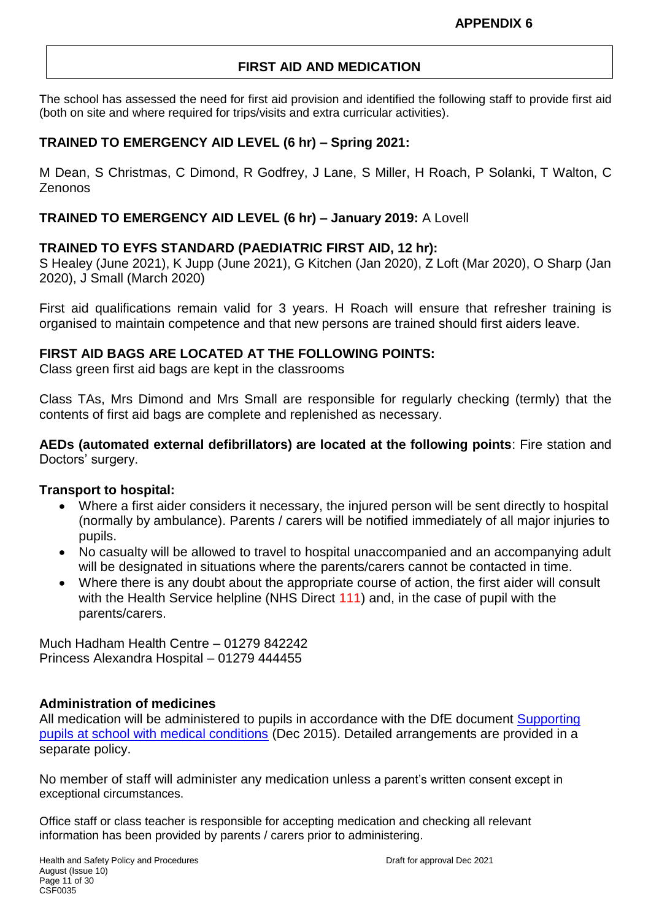**APPENDIX 6**

## FIRST AID AND MEDICATION

The school has assessed the need for first aid provision and identified the following staff to provide first aid (both on site and where required for trips/visits and extra curricular activities).

**TRAINED TO EMERGENCY AID LEVEL (6 hr) – Spring 2021:**

M Dean, S Christmas, C Dimond, R Godfrey, J Lane, S Miller, H Roach, P Solanki, T Walton, C Zenonos

**TRAINED TO EMERGENCY AID LEVEL (6 hr) – January 2019:** A Lovell

**TRAINED TO EYFS STANDARD (PAEDIATRIC FIRST AID, 12 hr):**
S Healey (June 2021), K Jupp (June 2021), G Kitchen (Jan 2020), Z Loft (Mar 2020), O Sharp (Jan 2020), J Small (March 2020)

First aid qualifications remain valid for 3 years. H Roach will ensure that refresher training is organised to maintain competence and that new persons are trained should first aiders leave.

**FIRST AID BAGS ARE LOCATED AT THE FOLLOWING POINTS:**
Class green first aid bags are kept in the classrooms

Class TAs, Mrs Dimond and Mrs Small are responsible for regularly checking (termly) that the contents of first aid bags are complete and replenished as necessary.

**AEDs (automated external defibrillators) are located at the following points**: Fire station and Doctors' surgery.

**Transport to hospital:**

- Where a first aider considers it necessary, the injured person will be sent directly to hospital (normally by ambulance). Parents / carers will be notified immediately of all major injuries to pupils.
- No casualty will be allowed to travel to hospital unaccompanied and an accompanying adult will be designated in situations where the parents/carers cannot be contacted in time.
- Where there is any doubt about the appropriate course of action, the first aider will consult with the Health Service helpline (NHS Direct 111) and, in the case of pupil with the parents/carers.

Much Hadham Health Centre – 01279 842242
Princess Alexandra Hospital – 01279 444455

**Administration of medicines**
All medication will be administered to pupils in accordance with the DfE document Supporting pupils at school with medical conditions (Dec 2015). Detailed arrangements are provided in a separate policy.

No member of staff will administer any medication unless a parent's written consent except in exceptional circumstances.

Office staff or class teacher is responsible for accepting medication and checking all relevant information has been provided by parents / carers prior to administering.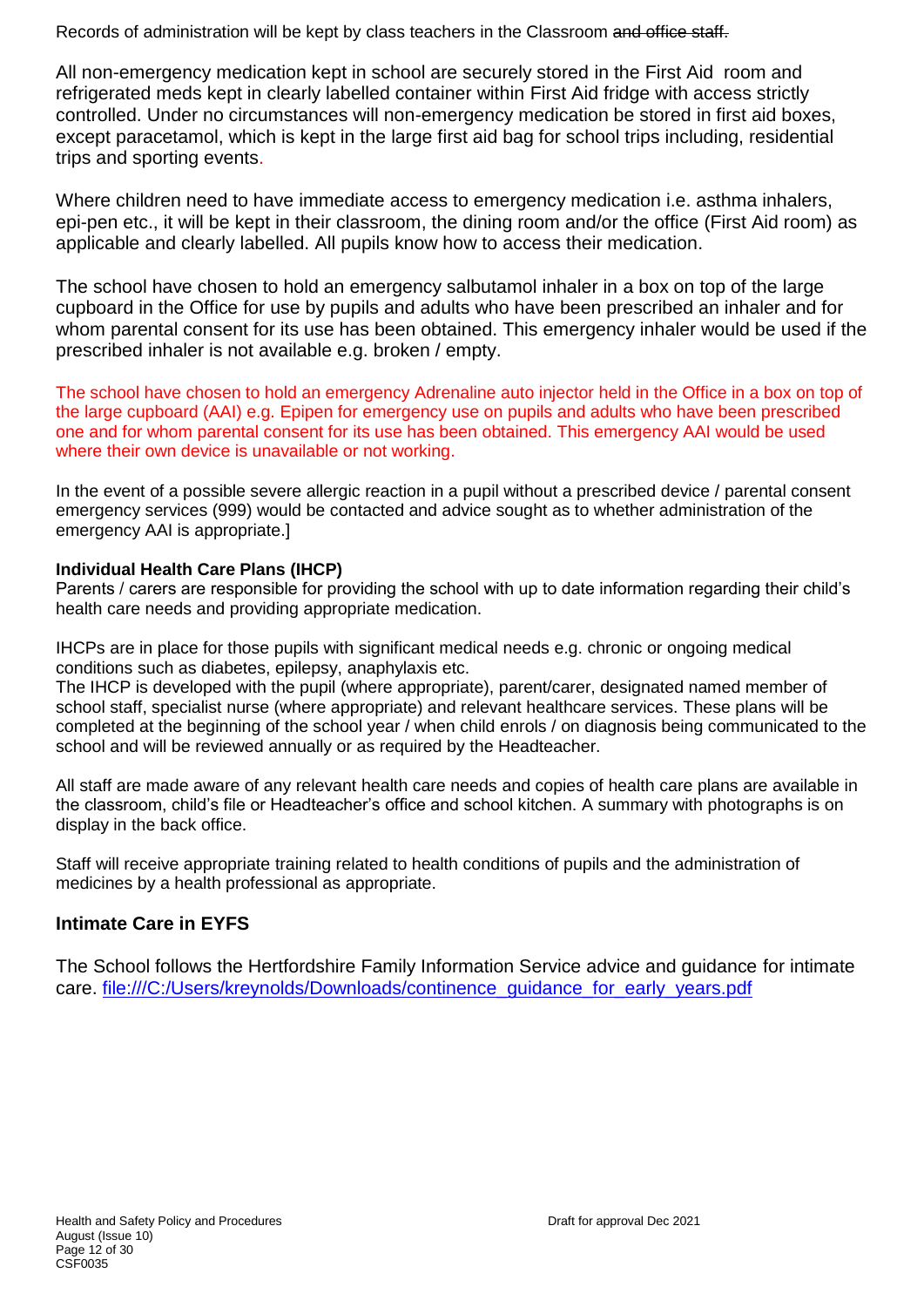Records of administration will be kept by class teachers in the Classroom ~~and office staff.~~

All non-emergency medication kept in school are securely stored in the First Aid room and refrigerated meds kept in clearly labelled container within First Aid fridge with access strictly controlled. Under no circumstances will non-emergency medication be stored in first aid boxes, except paracetamol, which is kept in the large first aid bag for school trips including, residential trips and sporting events.

Where children need to have immediate access to emergency medication i.e. asthma inhalers, epi-pen etc., it will be kept in their classroom, the dining room and/or the office (First Aid room) as applicable and clearly labelled. All pupils know how to access their medication.

The school have chosen to hold an emergency salbutamol inhaler in a box on top of the large cupboard in the Office for use by pupils and adults who have been prescribed an inhaler and for whom parental consent for its use has been obtained. This emergency inhaler would be used if the prescribed inhaler is not available e.g. broken / empty.

The school have chosen to hold an emergency Adrenaline auto injector held in the Office in a box on top of the large cupboard (AAI) e.g. Epipen for emergency use on pupils and adults who have been prescribed one and for whom parental consent for its use has been obtained. This emergency AAI would be used where their own device is unavailable or not working.

In the event of a possible severe allergic reaction in a pupil without a prescribed device / parental consent emergency services (999) would be contacted and advice sought as to whether administration of the emergency AAI is appropriate.]

**Individual Health Care Plans (IHCP)**

Parents / carers are responsible for providing the school with up to date information regarding their child's health care needs and providing appropriate medication.

IHCPs are in place for those pupils with significant medical needs e.g. chronic or ongoing medical conditions such as diabetes, epilepsy, anaphylaxis etc.

The IHCP is developed with the pupil (where appropriate), parent/carer, designated named member of school staff, specialist nurse (where appropriate) and relevant healthcare services. These plans will be completed at the beginning of the school year / when child enrols / on diagnosis being communicated to the school and will be reviewed annually or as required by the Headteacher.

All staff are made aware of any relevant health care needs and copies of health care plans are available in the classroom, child's file or Headteacher's office and school kitchen. A summary with photographs is on display in the back office.

Staff will receive appropriate training related to health conditions of pupils and the administration of medicines by a health professional as appropriate.

## Intimate Care in EYFS

The School follows the Hertfordshire Family Information Service advice and guidance for intimate care. [file:///C:/Users/kreynolds/Downloads/continence_guidance_for_early_years.pdf](file:///C:/Users/kreynolds/Downloads/continence_guidance_for_early_years.pdf)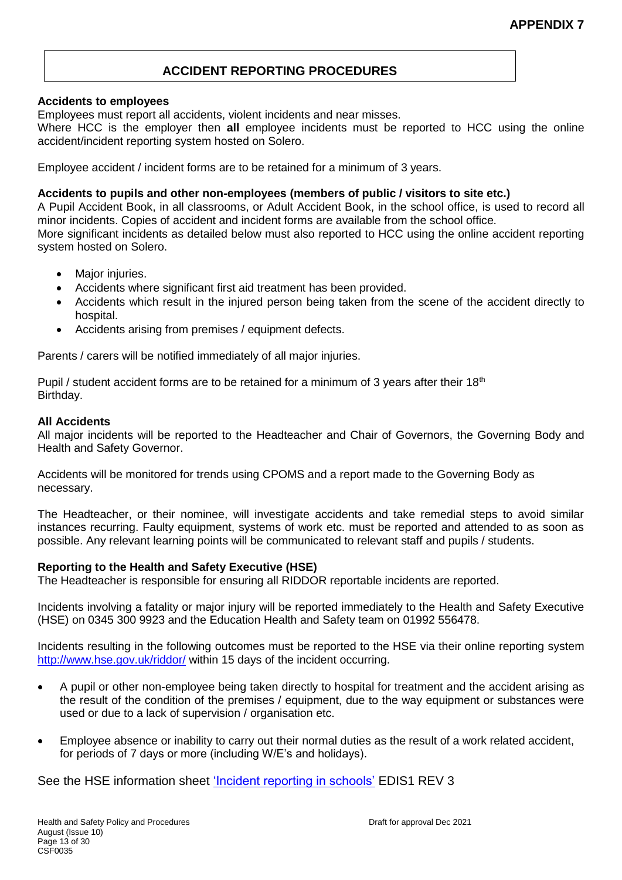**APPENDIX 7**

# ACCIDENT REPORTING PROCEDURES

**Accidents to employees**

Employees must report all accidents, violent incidents and near misses.

Where HCC is the employer then **all** employee incidents must be reported to HCC using the online accident/incident reporting system hosted on Solero.

Employee accident / incident forms are to be retained for a minimum of 3 years.

**Accidents to pupils and other non-employees (members of public / visitors to site etc.)**

A Pupil Accident Book, in all classrooms, or Adult Accident Book, in the school office, is used to record all minor incidents. Copies of accident and incident forms are available from the school office.

More significant incidents as detailed below must also reported to HCC using the online accident reporting system hosted on Solero.

- Major injuries.
- Accidents where significant first aid treatment has been provided.
- Accidents which result in the injured person being taken from the scene of the accident directly to hospital.
- Accidents arising from premises / equipment defects.

Parents / carers will be notified immediately of all major injuries.

Pupil / student accident forms are to be retained for a minimum of 3 years after their 18th Birthday.

**All Accidents**

All major incidents will be reported to the Headteacher and Chair of Governors, the Governing Body and Health and Safety Governor.

Accidents will be monitored for trends using CPOMS and a report made to the Governing Body as necessary.

The Headteacher, or their nominee, will investigate accidents and take remedial steps to avoid similar instances recurring. Faulty equipment, systems of work etc. must be reported and attended to as soon as possible. Any relevant learning points will be communicated to relevant staff and pupils / students.

**Reporting to the Health and Safety Executive (HSE)**

The Headteacher is responsible for ensuring all RIDDOR reportable incidents are reported.

Incidents involving a fatality or major injury will be reported immediately to the Health and Safety Executive (HSE) on 0345 300 9923 and the Education Health and Safety team on 01992 556478.

Incidents resulting in the following outcomes must be reported to the HSE via their online reporting system http://www.hse.gov.uk/riddor/ within 15 days of the incident occurring.

- A pupil or other non-employee being taken directly to hospital for treatment and the accident arising as the result of the condition of the premises / equipment, due to the way equipment or substances were used or due to a lack of supervision / organisation etc.
- Employee absence or inability to carry out their normal duties as the result of a work related accident, for periods of 7 days or more (including W/E's and holidays).

See the HSE information sheet 'Incident reporting in schools' EDIS1 REV 3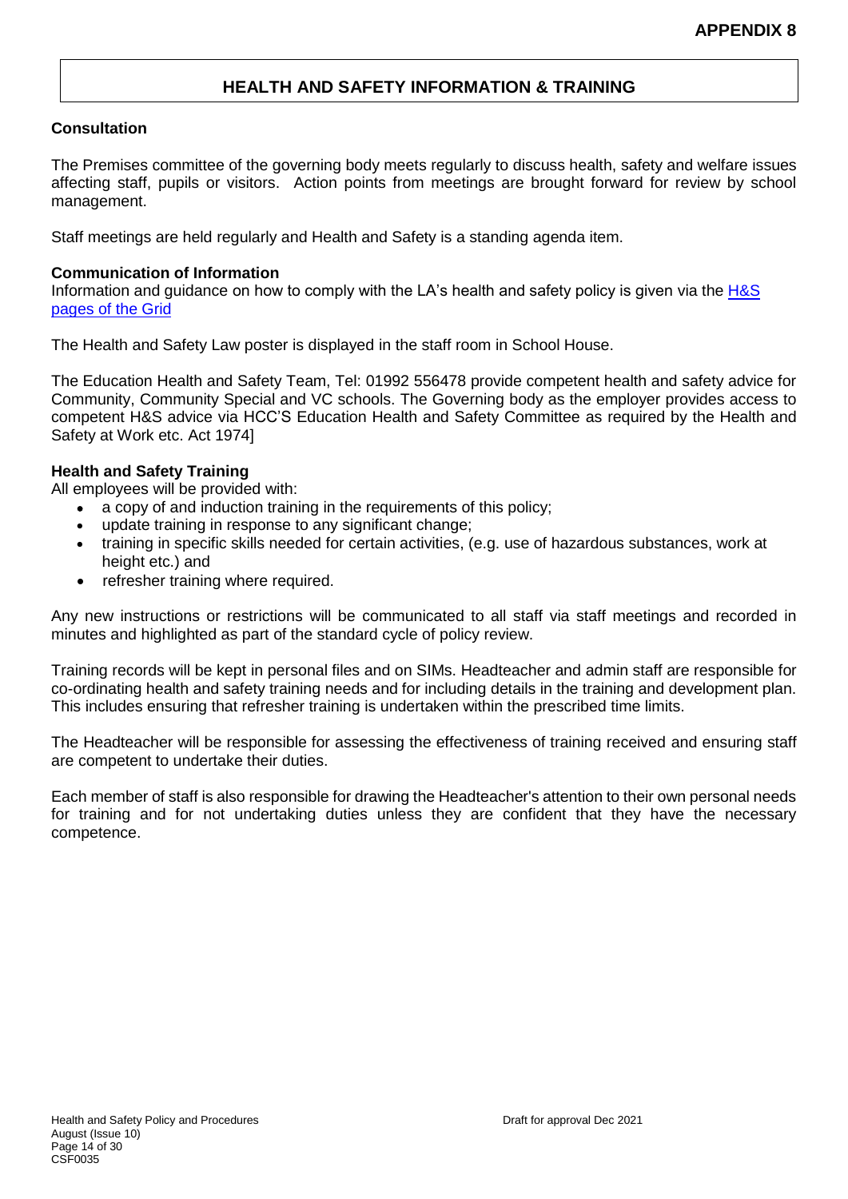**APPENDIX 8**

## HEALTH AND SAFETY INFORMATION & TRAINING

### Consultation

The Premises committee of the governing body meets regularly to discuss health, safety and welfare issues affecting staff, pupils or visitors. Action points from meetings are brought forward for review by school management.

Staff meetings are held regularly and Health and Safety is a standing agenda item.

### Communication of Information

Information and guidance on how to comply with the LA's health and safety policy is given via the H&S pages of the Grid

The Health and Safety Law poster is displayed in the staff room in School House.

The Education Health and Safety Team, Tel: 01992 556478 provide competent health and safety advice for Community, Community Special and VC schools. The Governing body as the employer provides access to competent H&S advice via HCC'S Education Health and Safety Committee as required by the Health and Safety at Work etc. Act 1974]

### Health and Safety Training

All employees will be provided with:

- a copy of and induction training in the requirements of this policy;
- update training in response to any significant change;
- training in specific skills needed for certain activities, (e.g. use of hazardous substances, work at height etc.) and
- refresher training where required.

Any new instructions or restrictions will be communicated to all staff via staff meetings and recorded in minutes and highlighted as part of the standard cycle of policy review.

Training records will be kept in personal files and on SIMs. Headteacher and admin staff are responsible for co-ordinating health and safety training needs and for including details in the training and development plan. This includes ensuring that refresher training is undertaken within the prescribed time limits.

The Headteacher will be responsible for assessing the effectiveness of training received and ensuring staff are competent to undertake their duties.

Each member of staff is also responsible for drawing the Headteacher's attention to their own personal needs for training and for not undertaking duties unless they are confident that they have the necessary competence.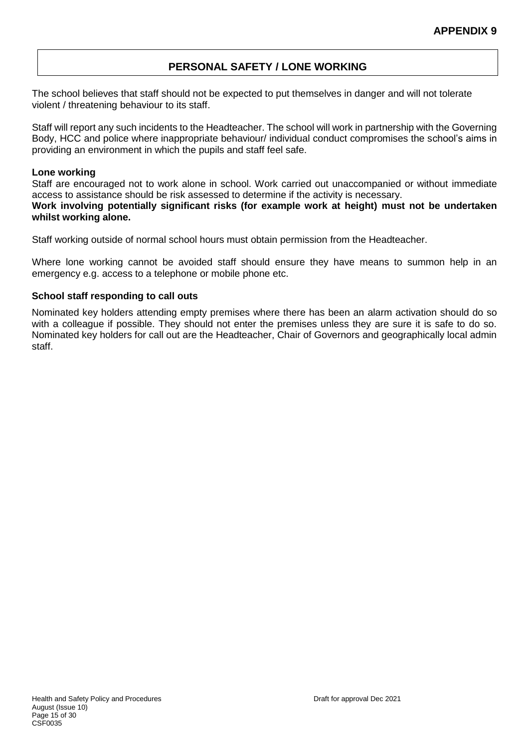**APPENDIX 9**

## PERSONAL SAFETY / LONE WORKING

The school believes that staff should not be expected to put themselves in danger and will not tolerate violent / threatening behaviour to its staff.

Staff will report any such incidents to the Headteacher. The school will work in partnership with the Governing Body, HCC and police where inappropriate behaviour/ individual conduct compromises the school's aims in providing an environment in which the pupils and staff feel safe.

### Lone working

Staff are encouraged not to work alone in school. Work carried out unaccompanied or without immediate access to assistance should be risk assessed to determine if the activity is necessary.
**Work involving potentially significant risks (for example work at height) must not be undertaken whilst working alone.**

Staff working outside of normal school hours must obtain permission from the Headteacher.

Where lone working cannot be avoided staff should ensure they have means to summon help in an emergency e.g. access to a telephone or mobile phone etc.

### School staff responding to call outs

Nominated key holders attending empty premises where there has been an alarm activation should do so with a colleague if possible. They should not enter the premises unless they are sure it is safe to do so. Nominated key holders for call out are the Headteacher, Chair of Governors and geographically local admin staff.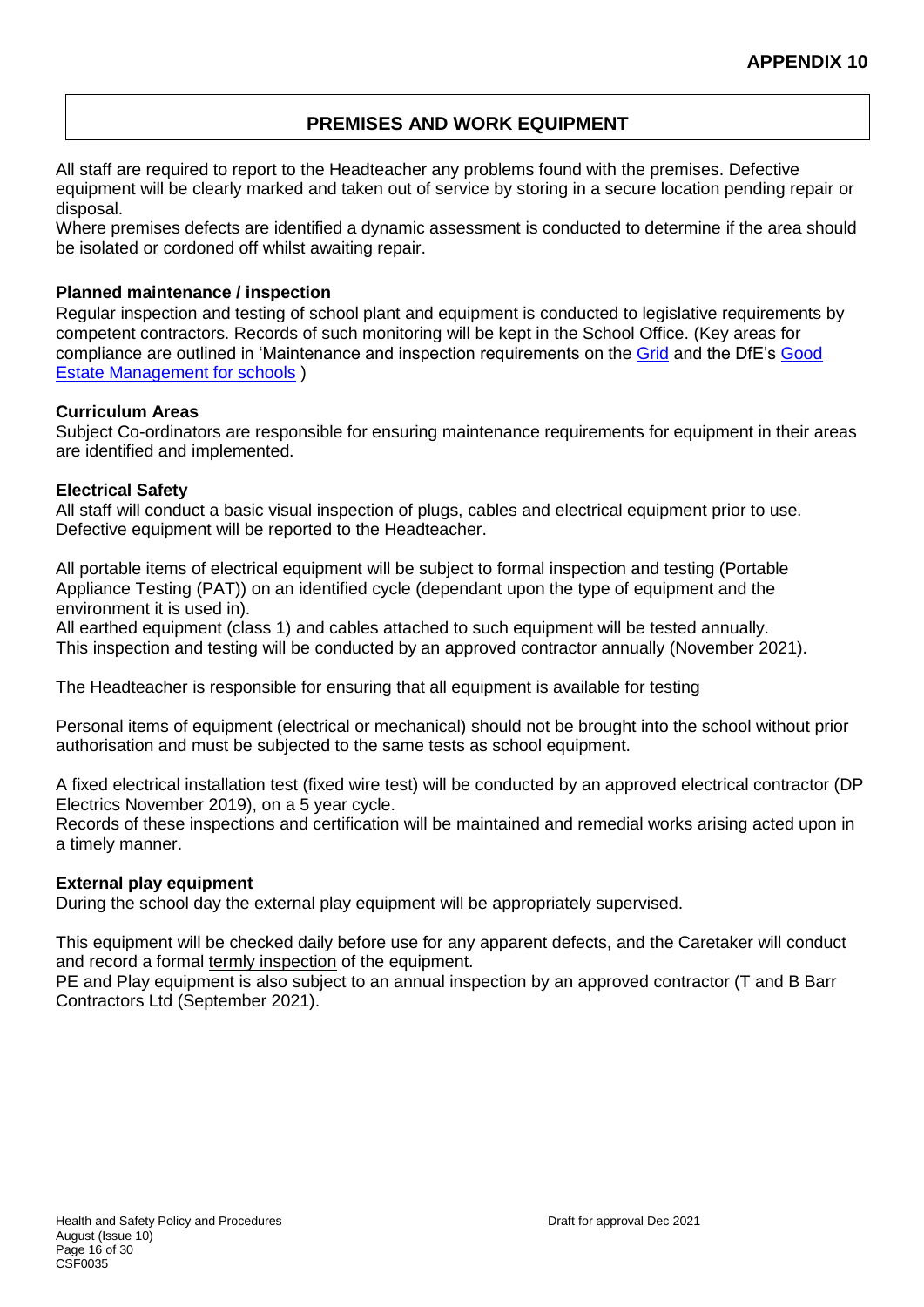**APPENDIX 10**

## PREMISES AND WORK EQUIPMENT

All staff are required to report to the Headteacher any problems found with the premises. Defective equipment will be clearly marked and taken out of service by storing in a secure location pending repair or disposal.
Where premises defects are identified a dynamic assessment is conducted to determine if the area should be isolated or cordoned off whilst awaiting repair.

### Planned maintenance / inspection

Regular inspection and testing of school plant and equipment is conducted to legislative requirements by competent contractors. Records of such monitoring will be kept in the School Office. (Key areas for compliance are outlined in 'Maintenance and inspection requirements on the Grid and the DfE's Good Estate Management for schools )

### Curriculum Areas

Subject Co-ordinators are responsible for ensuring maintenance requirements for equipment in their areas are identified and implemented.

### Electrical Safety

All staff will conduct a basic visual inspection of plugs, cables and electrical equipment prior to use. Defective equipment will be reported to the Headteacher.

All portable items of electrical equipment will be subject to formal inspection and testing (Portable Appliance Testing (PAT)) on an identified cycle (dependant upon the type of equipment and the environment it is used in).
All earthed equipment (class 1) and cables attached to such equipment will be tested annually.
This inspection and testing will be conducted by an approved contractor annually (November 2021).

The Headteacher is responsible for ensuring that all equipment is available for testing

Personal items of equipment (electrical or mechanical) should not be brought into the school without prior authorisation and must be subjected to the same tests as school equipment.

A fixed electrical installation test (fixed wire test) will be conducted by an approved electrical contractor (DP Electrics November 2019), on a 5 year cycle.
Records of these inspections and certification will be maintained and remedial works arising acted upon in a timely manner.

### External play equipment

During the school day the external play equipment will be appropriately supervised.

This equipment will be checked daily before use for any apparent defects, and the Caretaker will conduct and record a formal termly inspection of the equipment.
PE and Play equipment is also subject to an annual inspection by an approved contractor (T and B Barr Contractors Ltd (September 2021).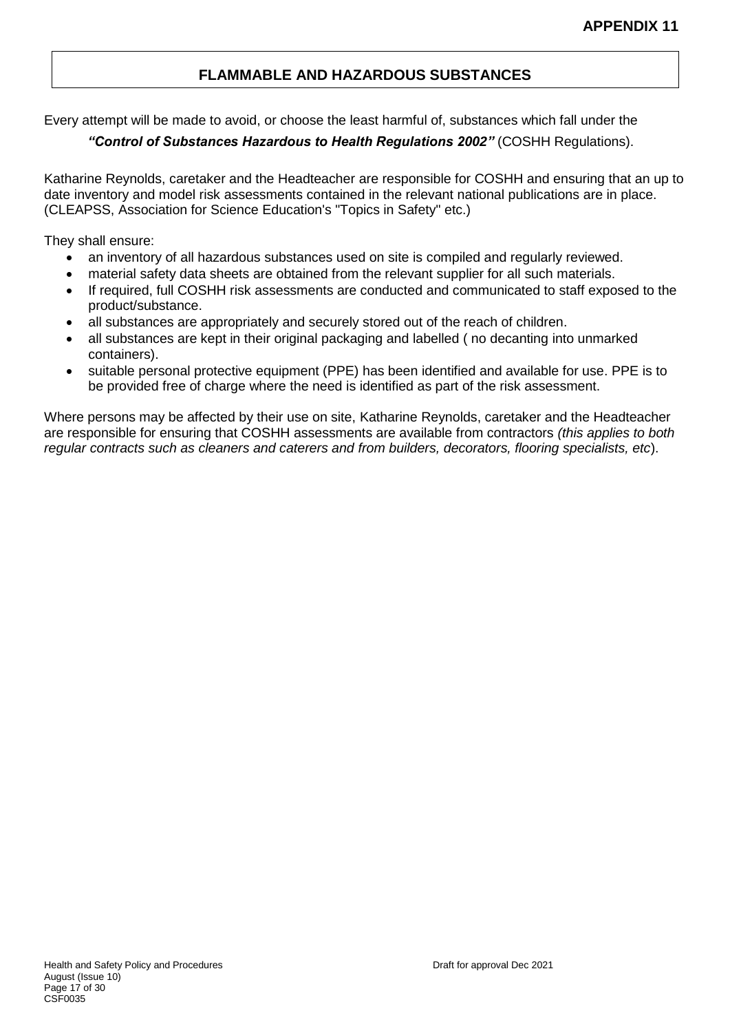**APPENDIX 11**

## FLAMMABLE AND HAZARDOUS SUBSTANCES

Every attempt will be made to avoid, or choose the least harmful of, substances which fall under the

***"Control of Substances Hazardous to Health Regulations 2002"*** (COSHH Regulations).

Katharine Reynolds, caretaker and the Headteacher are responsible for COSHH and ensuring that an up to date inventory and model risk assessments contained in the relevant national publications are in place. (CLEAPSS, Association for Science Education's "Topics in Safety" etc.)

They shall ensure:

- an inventory of all hazardous substances used on site is compiled and regularly reviewed.
- material safety data sheets are obtained from the relevant supplier for all such materials.
- If required, full COSHH risk assessments are conducted and communicated to staff exposed to the product/substance.
- all substances are appropriately and securely stored out of the reach of children.
- all substances are kept in their original packaging and labelled ( no decanting into unmarked containers).
- suitable personal protective equipment (PPE) has been identified and available for use. PPE is to be provided free of charge where the need is identified as part of the risk assessment.

Where persons may be affected by their use on site, Katharine Reynolds, caretaker and the Headteacher are responsible for ensuring that COSHH assessments are available from contractors *(this applies to both regular contracts such as cleaners and caterers and from builders, decorators, flooring specialists, etc*).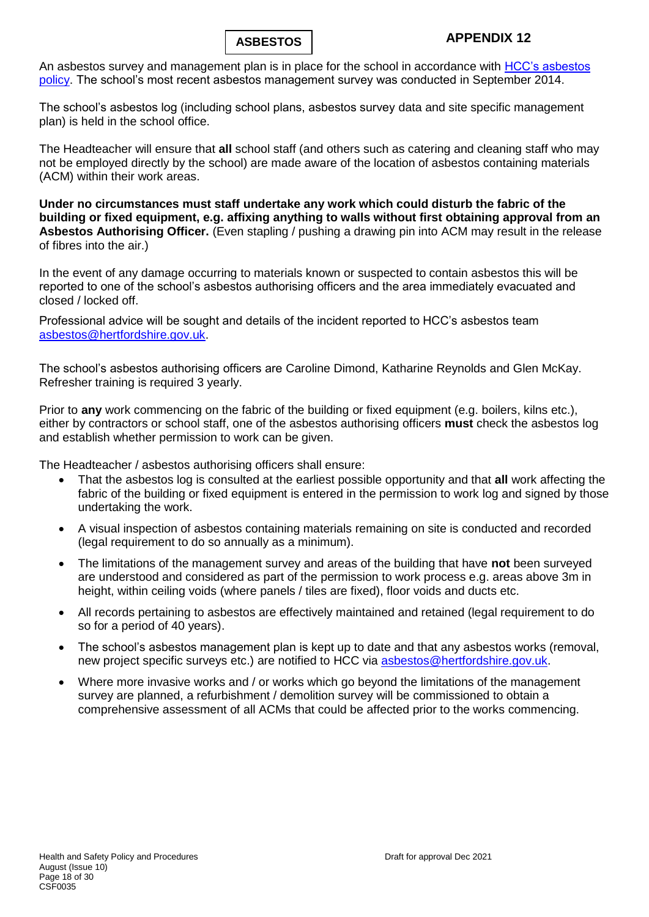# ASBESTOS

## APPENDIX 12

An asbestos survey and management plan is in place for the school in accordance with [HCC's asbestos policy](#). The school's most recent asbestos management survey was conducted in September 2014.

The school's asbestos log (including school plans, asbestos survey data and site specific management plan) is held in the school office.

The Headteacher will ensure that **all** school staff (and others such as catering and cleaning staff who may not be employed directly by the school) are made aware of the location of asbestos containing materials (ACM) within their work areas.

**Under no circumstances must staff undertake any work which could disturb the fabric of the building or fixed equipment, e.g. affixing anything to walls without first obtaining approval from an Asbestos Authorising Officer.** (Even stapling / pushing a drawing pin into ACM may result in the release of fibres into the air.)

In the event of any damage occurring to materials known or suspected to contain asbestos this will be reported to one of the school's asbestos authorising officers and the area immediately evacuated and closed / locked off.

Professional advice will be sought and details of the incident reported to HCC's asbestos team asbestos@hertfordshire.gov.uk.

The school's asbestos authorising officers are Caroline Dimond, Katharine Reynolds and Glen McKay. Refresher training is required 3 yearly.

Prior to **any** work commencing on the fabric of the building or fixed equipment (e.g. boilers, kilns etc.), either by contractors or school staff, one of the asbestos authorising officers **must** check the asbestos log and establish whether permission to work can be given.

The Headteacher / asbestos authorising officers shall ensure:

- That the asbestos log is consulted at the earliest possible opportunity and that **all** work affecting the fabric of the building or fixed equipment is entered in the permission to work log and signed by those undertaking the work.
- A visual inspection of asbestos containing materials remaining on site is conducted and recorded (legal requirement to do so annually as a minimum).
- The limitations of the management survey and areas of the building that have **not** been surveyed are understood and considered as part of the permission to work process e.g. areas above 3m in height, within ceiling voids (where panels / tiles are fixed), floor voids and ducts etc.
- All records pertaining to asbestos are effectively maintained and retained (legal requirement to do so for a period of 40 years).
- The school's asbestos management plan is kept up to date and that any asbestos works (removal, new project specific surveys etc.) are notified to HCC via asbestos@hertfordshire.gov.uk.
- Where more invasive works and / or works which go beyond the limitations of the management survey are planned, a refurbishment / demolition survey will be commissioned to obtain a comprehensive assessment of all ACMs that could be affected prior to the works commencing.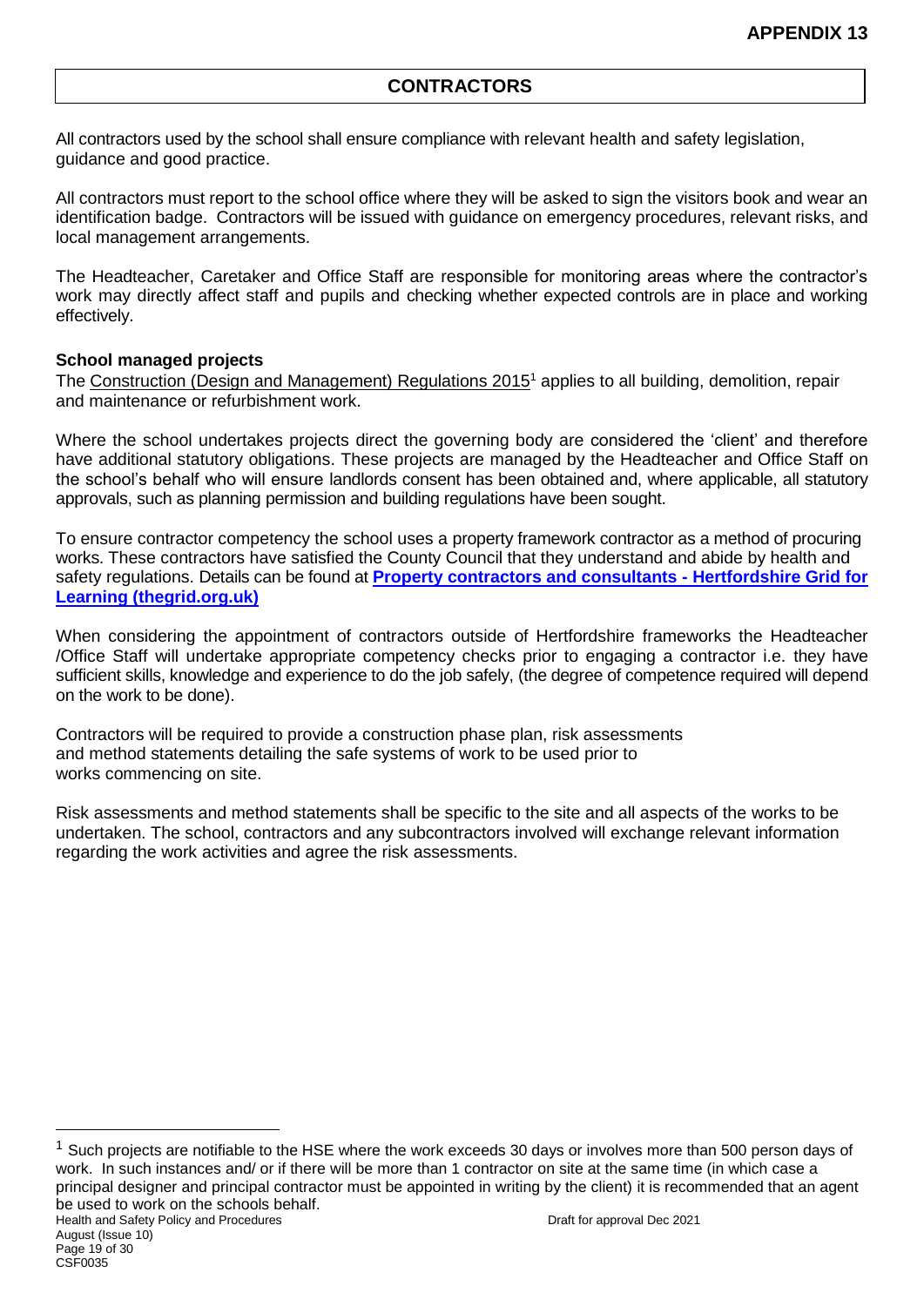**APPENDIX 13**

# CONTRACTORS

All contractors used by the school shall ensure compliance with relevant health and safety legislation, guidance and good practice.

All contractors must report to the school office where they will be asked to sign the visitors book and wear an identification badge. Contractors will be issued with guidance on emergency procedures, relevant risks, and local management arrangements.

The Headteacher, Caretaker and Office Staff are responsible for monitoring areas where the contractor's work may directly affect staff and pupils and checking whether expected controls are in place and working effectively.

### School managed projects

The Construction (Design and Management) Regulations 2015[1] applies to all building, demolition, repair and maintenance or refurbishment work.

Where the school undertakes projects direct the governing body are considered the 'client' and therefore have additional statutory obligations. These projects are managed by the Headteacher and Office Staff on the school's behalf who will ensure landlords consent has been obtained and, where applicable, all statutory approvals, such as planning permission and building regulations have been sought.

To ensure contractor competency the school uses a property framework contractor as a method of procuring works. These contractors have satisfied the County Council that they understand and abide by health and safety regulations. Details can be found at **Property contractors and consultants - Hertfordshire Grid for Learning (thegrid.org.uk)**

When considering the appointment of contractors outside of Hertfordshire frameworks the Headteacher /Office Staff will undertake appropriate competency checks prior to engaging a contractor i.e. they have sufficient skills, knowledge and experience to do the job safely, (the degree of competence required will depend on the work to be done).

Contractors will be required to provide a construction phase plan, risk assessments and method statements detailing the safe systems of work to be used prior to works commencing on site.

Risk assessments and method statements shall be specific to the site and all aspects of the works to be undertaken. The school, contractors and any subcontractors involved will exchange relevant information regarding the work activities and agree the risk assessments.

---

[1] Such projects are notifiable to the HSE where the work exceeds 30 days or involves more than 500 person days of work. In such instances and/ or if there will be more than 1 contractor on site at the same time (in which case a principal designer and principal contractor must be appointed in writing by the client) it is recommended that an agent be used to work on the schools behalf.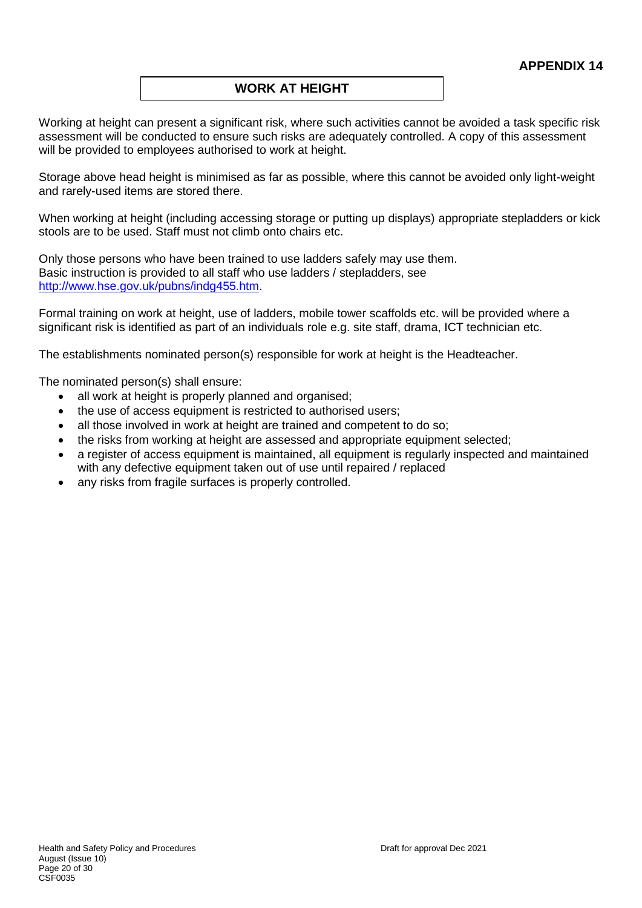**APPENDIX 14**

## WORK AT HEIGHT

Working at height can present a significant risk, where such activities cannot be avoided a task specific risk assessment will be conducted to ensure such risks are adequately controlled. A copy of this assessment will be provided to employees authorised to work at height.

Storage above head height is minimised as far as possible, where this cannot be avoided only light-weight and rarely-used items are stored there.

When working at height (including accessing storage or putting up displays) appropriate stepladders or kick stools are to be used. Staff must not climb onto chairs etc.

Only those persons who have been trained to use ladders safely may use them.
Basic instruction is provided to all staff who use ladders / stepladders, see [http://www.hse.gov.uk/pubns/indg455.htm](http://www.hse.gov.uk/pubns/indg455.htm).

Formal training on work at height, use of ladders, mobile tower scaffolds etc. will be provided where a significant risk is identified as part of an individuals role e.g. site staff, drama, ICT technician etc.

The establishments nominated person(s) responsible for work at height is the Headteacher.

The nominated person(s) shall ensure:

- all work at height is properly planned and organised;
- the use of access equipment is restricted to authorised users;
- all those involved in work at height are trained and competent to do so;
- the risks from working at height are assessed and appropriate equipment selected;
- a register of access equipment is maintained, all equipment is regularly inspected and maintained with any defective equipment taken out of use until repaired / replaced
- any risks from fragile surfaces is properly controlled.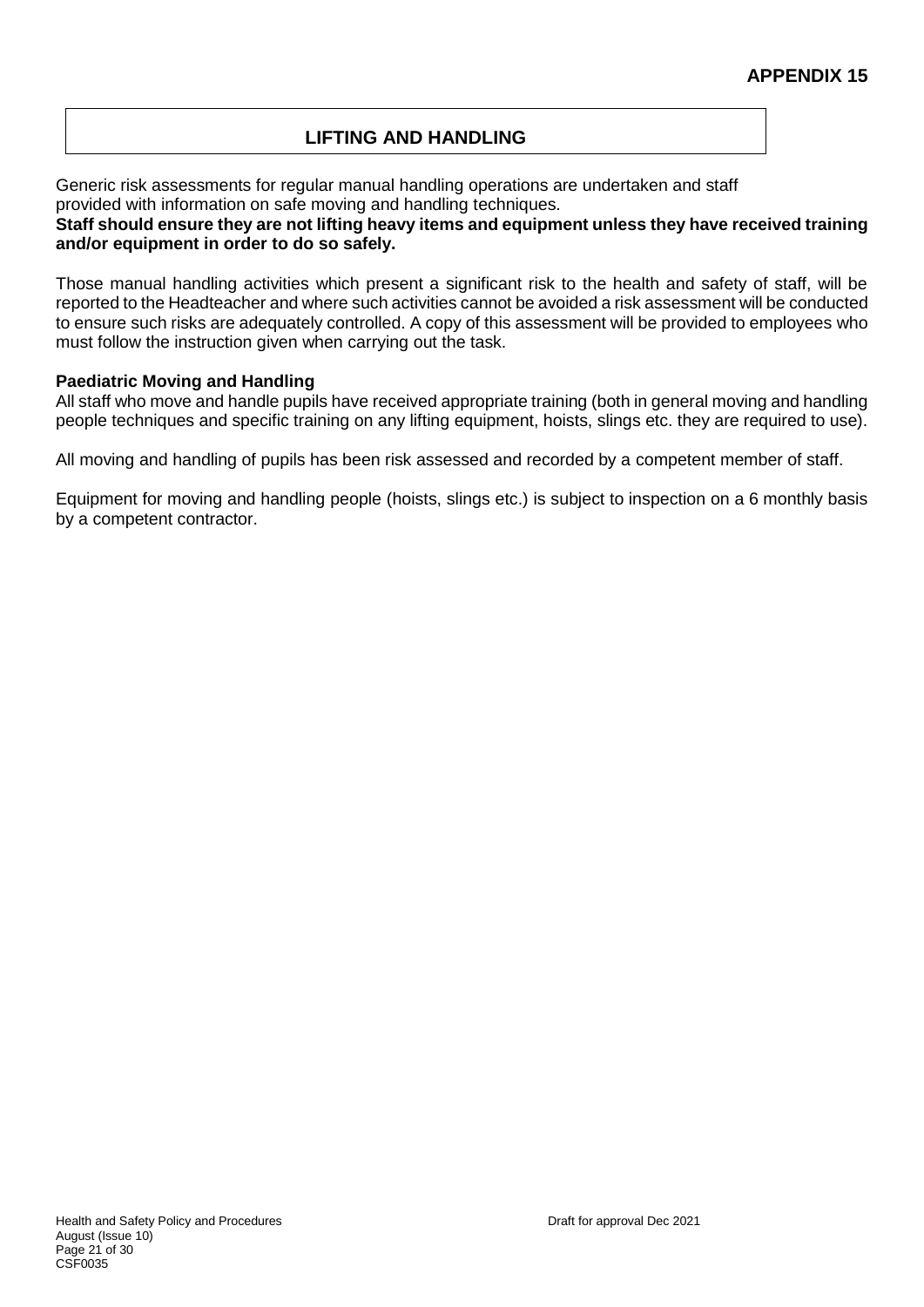**APPENDIX 15**

## LIFTING AND HANDLING

Generic risk assessments for regular manual handling operations are undertaken and staff provided with information on safe moving and handling techniques.
**Staff should ensure they are not lifting heavy items and equipment unless they have received training and/or equipment in order to do so safely.**

Those manual handling activities which present a significant risk to the health and safety of staff, will be reported to the Headteacher and where such activities cannot be avoided a risk assessment will be conducted to ensure such risks are adequately controlled. A copy of this assessment will be provided to employees who must follow the instruction given when carrying out the task.

**Paediatric Moving and Handling**
All staff who move and handle pupils have received appropriate training (both in general moving and handling people techniques and specific training on any lifting equipment, hoists, slings etc. they are required to use).

All moving and handling of pupils has been risk assessed and recorded by a competent member of staff.

Equipment for moving and handling people (hoists, slings etc.) is subject to inspection on a 6 monthly basis by a competent contractor.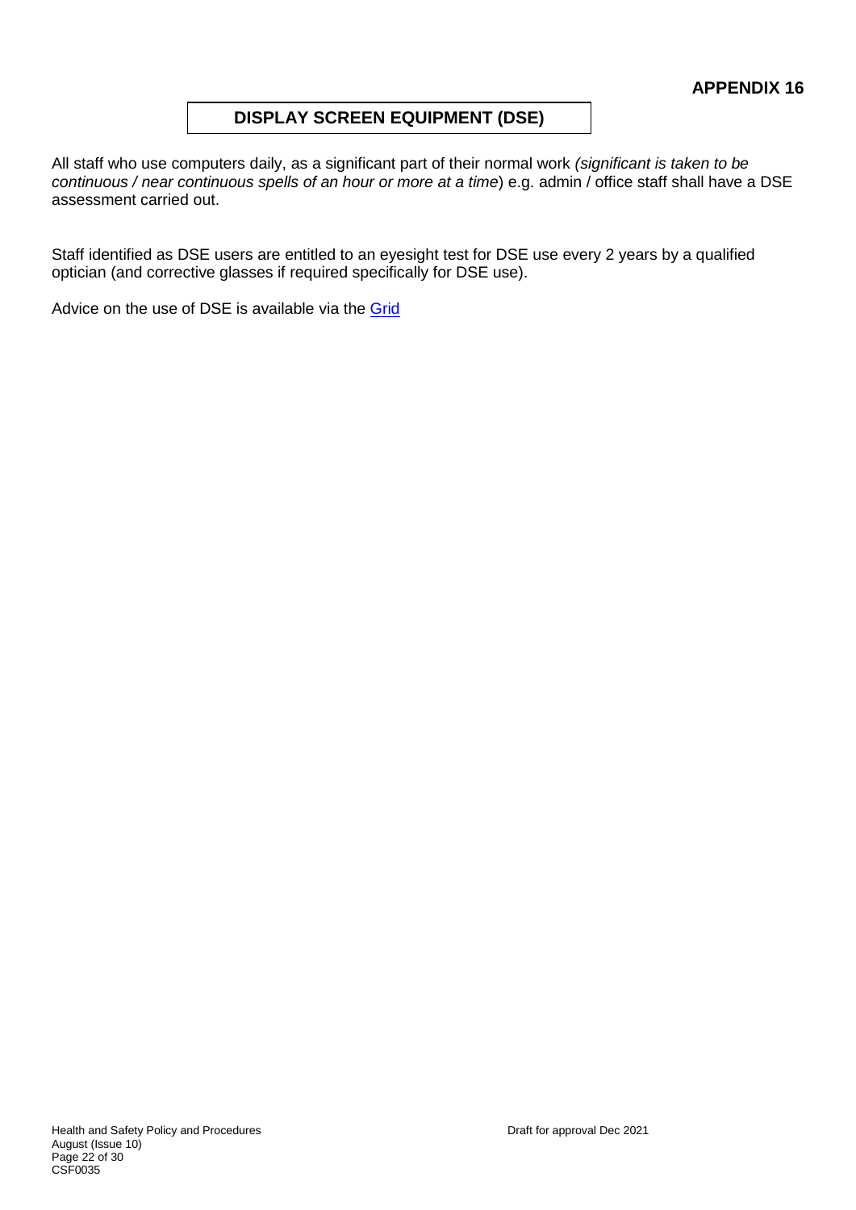**APPENDIX 16**

## DISPLAY SCREEN EQUIPMENT (DSE)

All staff who use computers daily, as a significant part of their normal work *(significant is taken to be continuous / near continuous spells of an hour or more at a time*) e.g. admin / office staff shall have a DSE assessment carried out.

Staff identified as DSE users are entitled to an eyesight test for DSE use every 2 years by a qualified optician (and corrective glasses if required specifically for DSE use).

Advice on the use of DSE is available via the Grid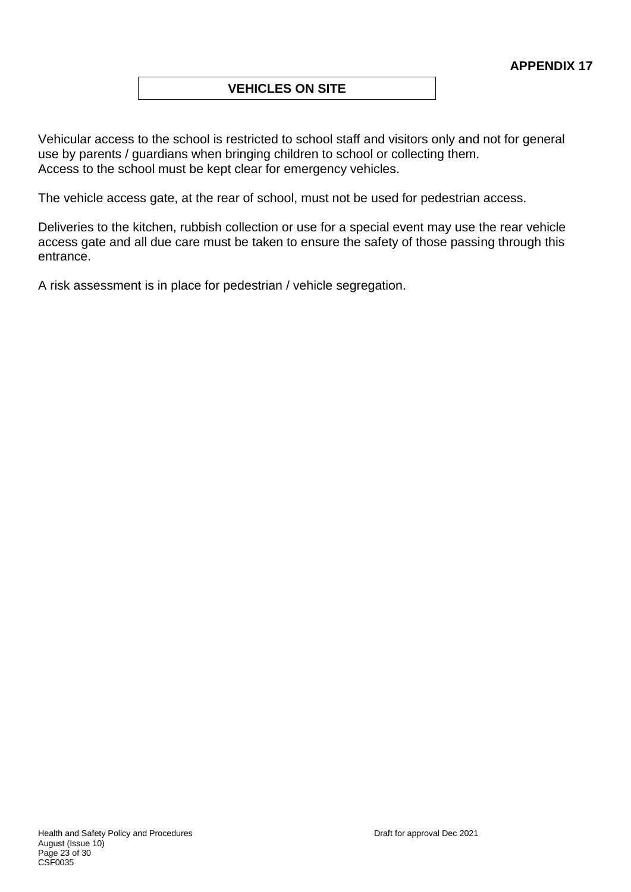**APPENDIX 17**

## VEHICLES ON SITE

Vehicular access to the school is restricted to school staff and visitors only and not for general use by parents / guardians when bringing children to school or collecting them.
Access to the school must be kept clear for emergency vehicles.

The vehicle access gate, at the rear of school, must not be used for pedestrian access.

Deliveries to the kitchen, rubbish collection or use for a special event may use the rear vehicle access gate and all due care must be taken to ensure the safety of those passing through this entrance.

A risk assessment is in place for pedestrian / vehicle segregation.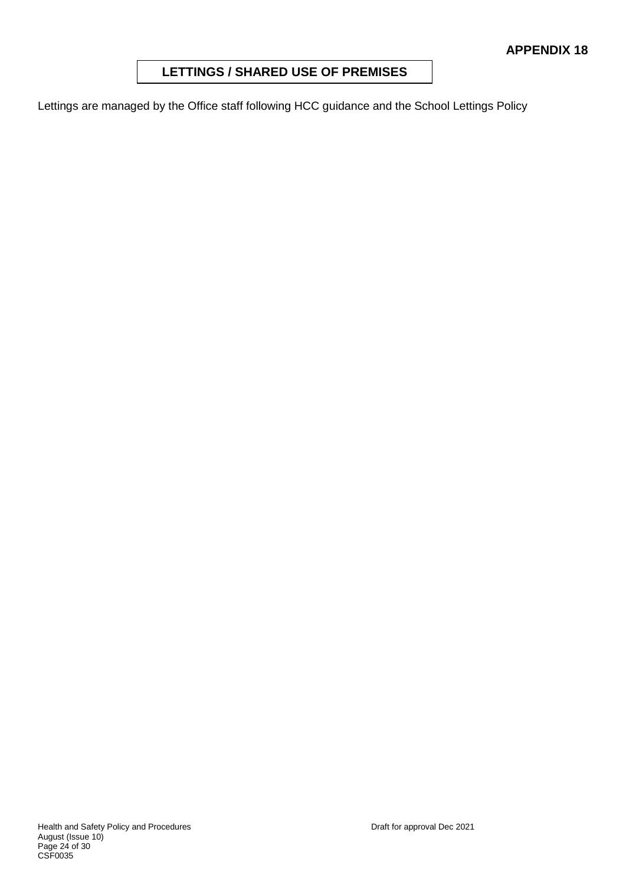**APPENDIX 18**

## LETTINGS / SHARED USE OF PREMISES

Lettings are managed by the Office staff following HCC guidance and the School Lettings Policy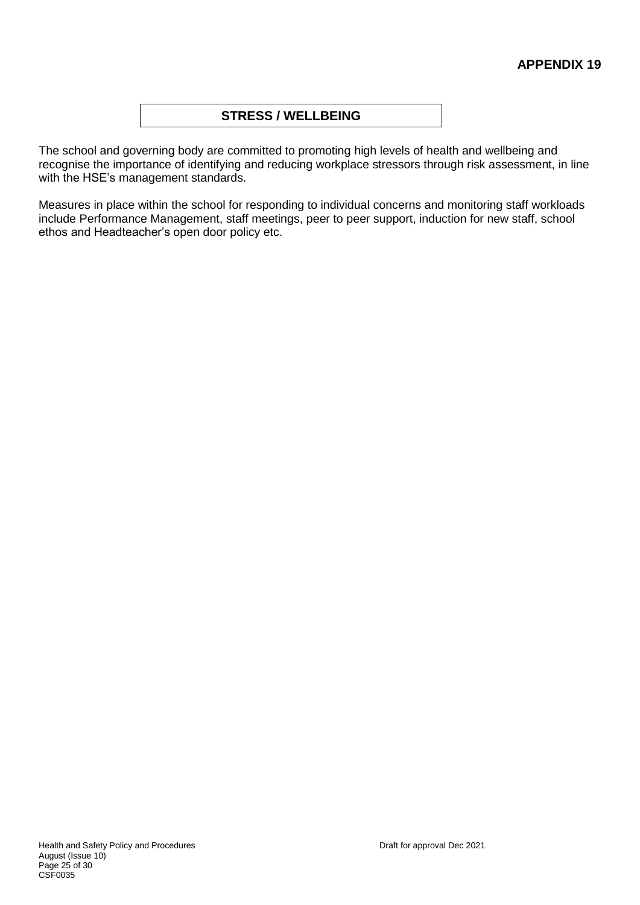**APPENDIX 19**

## STRESS / WELLBEING

The school and governing body are committed to promoting high levels of health and wellbeing and recognise the importance of identifying and reducing workplace stressors through risk assessment, in line with the HSE's management standards.

Measures in place within the school for responding to individual concerns and monitoring staff workloads include Performance Management, staff meetings, peer to peer support, induction for new staff, school ethos and Headteacher's open door policy etc.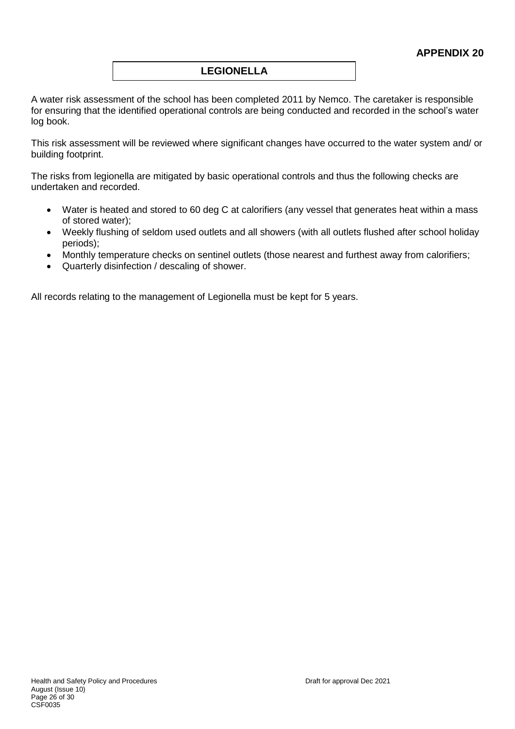**APPENDIX 20**

## LEGIONELLA

A water risk assessment of the school has been completed 2011 by Nemco. The caretaker is responsible for ensuring that the identified operational controls are being conducted and recorded in the school's water log book.

This risk assessment will be reviewed where significant changes have occurred to the water system and/ or building footprint.

The risks from legionella are mitigated by basic operational controls and thus the following checks are undertaken and recorded.

- Water is heated and stored to 60 deg C at calorifiers (any vessel that generates heat within a mass of stored water);
- Weekly flushing of seldom used outlets and all showers (with all outlets flushed after school holiday periods);
- Monthly temperature checks on sentinel outlets (those nearest and furthest away from calorifiers;
- Quarterly disinfection / descaling of shower.

All records relating to the management of Legionella must be kept for 5 years.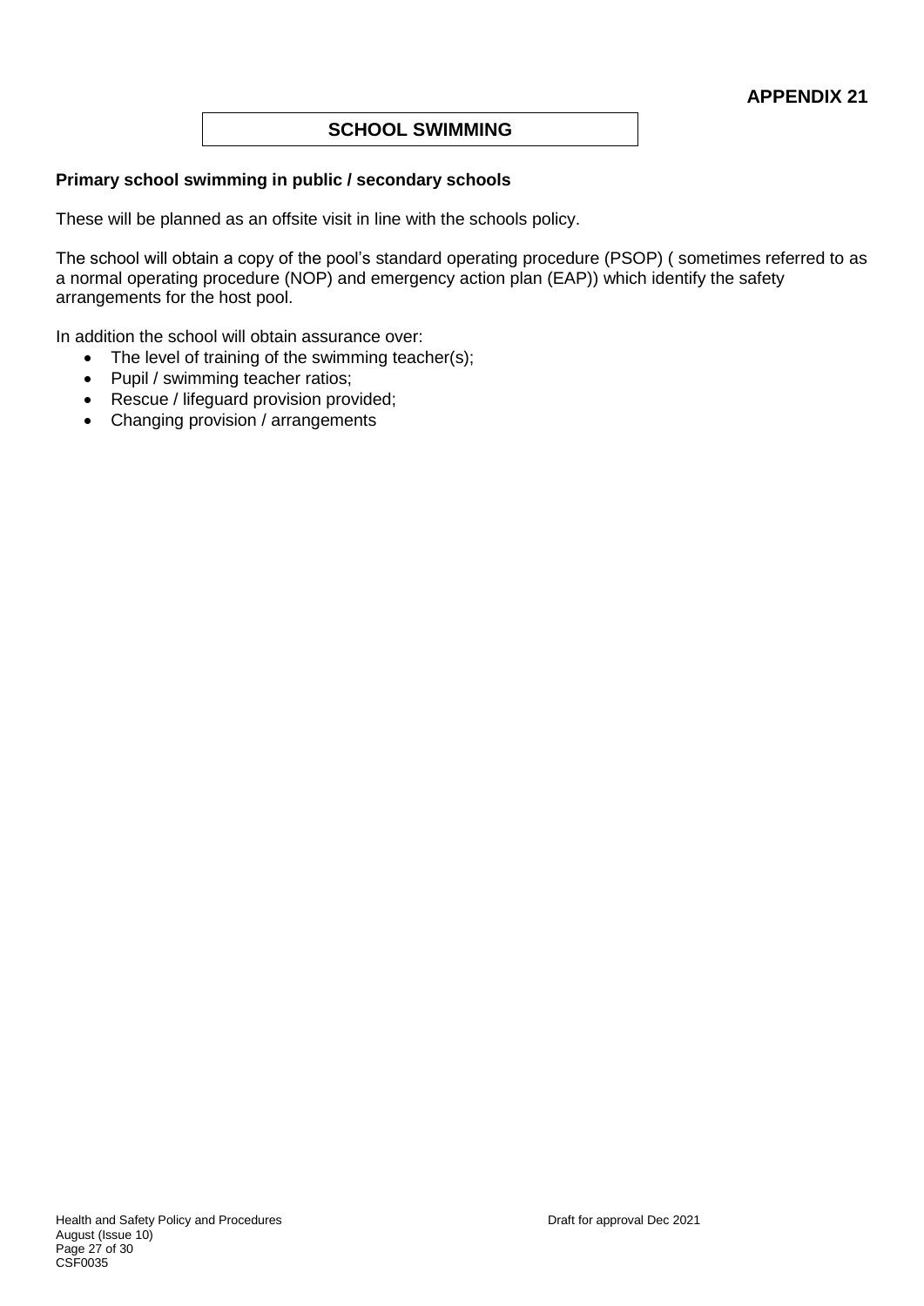**APPENDIX 21**

## SCHOOL SWIMMING

**Primary school swimming in public / secondary schools**

These will be planned as an offsite visit in line with the schools policy.

The school will obtain a copy of the pool's standard operating procedure (PSOP) ( sometimes referred to as a normal operating procedure (NOP) and emergency action plan (EAP)) which identify the safety arrangements for the host pool.

In addition the school will obtain assurance over:

- The level of training of the swimming teacher(s);
- Pupil / swimming teacher ratios;
- Rescue / lifeguard provision provided;
- Changing provision / arrangements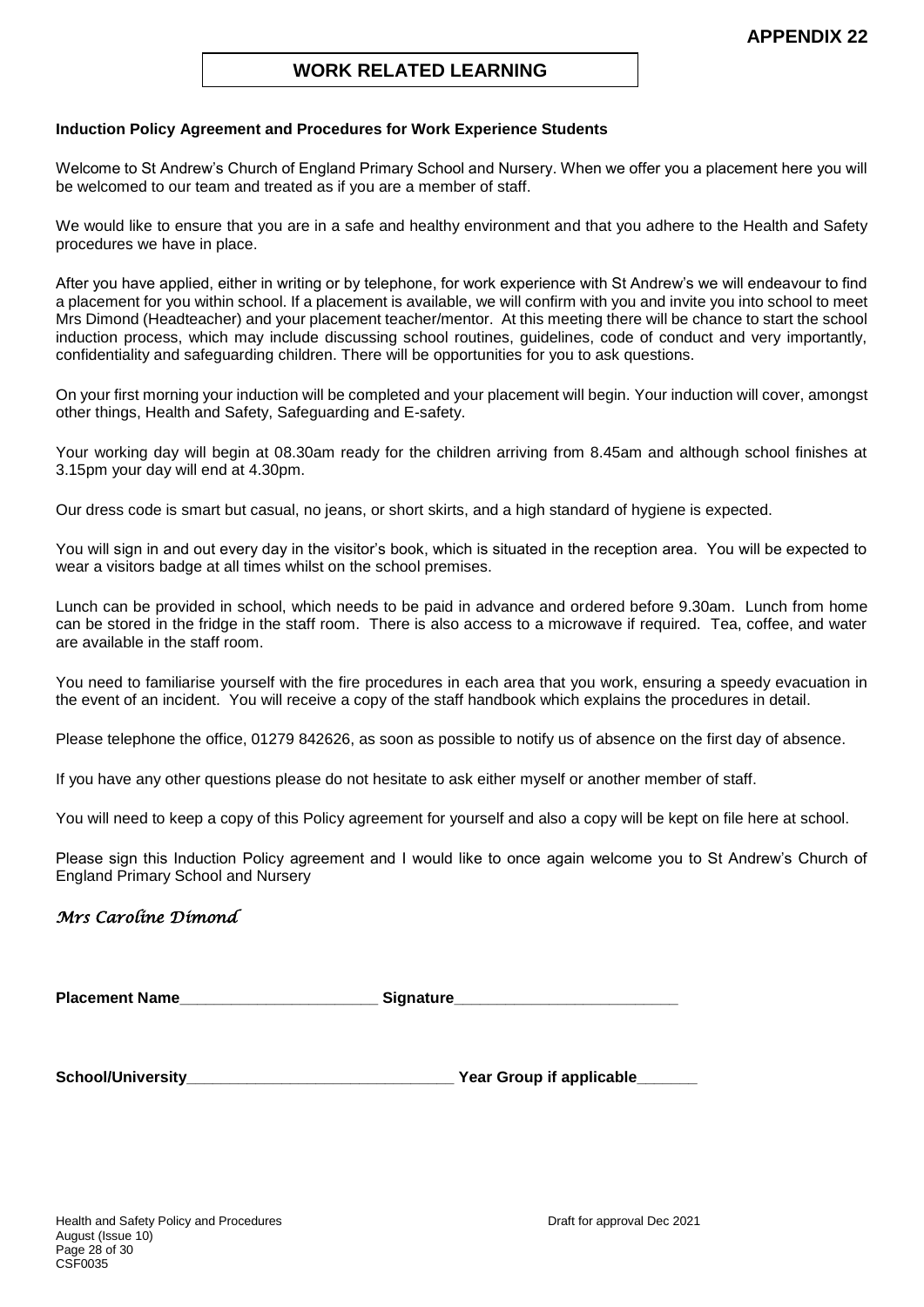**APPENDIX 22**

# WORK RELATED LEARNING

**Induction Policy Agreement and Procedures for Work Experience Students**

Welcome to St Andrew's Church of England Primary School and Nursery. When we offer you a placement here you will be welcomed to our team and treated as if you are a member of staff.

We would like to ensure that you are in a safe and healthy environment and that you adhere to the Health and Safety procedures we have in place.

After you have applied, either in writing or by telephone, for work experience with St Andrew's we will endeavour to find a placement for you within school. If a placement is available, we will confirm with you and invite you into school to meet Mrs Dimond (Headteacher) and your placement teacher/mentor. At this meeting there will be chance to start the school induction process, which may include discussing school routines, guidelines, code of conduct and very importantly, confidentiality and safeguarding children. There will be opportunities for you to ask questions.

On your first morning your induction will be completed and your placement will begin. Your induction will cover, amongst other things, Health and Safety, Safeguarding and E-safety.

Your working day will begin at 08.30am ready for the children arriving from 8.45am and although school finishes at 3.15pm your day will end at 4.30pm.

Our dress code is smart but casual, no jeans, or short skirts, and a high standard of hygiene is expected.

You will sign in and out every day in the visitor's book, which is situated in the reception area. You will be expected to wear a visitors badge at all times whilst on the school premises.

Lunch can be provided in school, which needs to be paid in advance and ordered before 9.30am. Lunch from home can be stored in the fridge in the staff room. There is also access to a microwave if required. Tea, coffee, and water are available in the staff room.

You need to familiarise yourself with the fire procedures in each area that you work, ensuring a speedy evacuation in the event of an incident. You will receive a copy of the staff handbook which explains the procedures in detail.

Please telephone the office, 01279 842626, as soon as possible to notify us of absence on the first day of absence.

If you have any other questions please do not hesitate to ask either myself or another member of staff.

You will need to keep a copy of this Policy agreement for yourself and also a copy will be kept on file here at school.

Please sign this Induction Policy agreement and I would like to once again welcome you to St Andrew's Church of England Primary School and Nursery

*Mrs Caroline Dimond*

**Placement Name**_______________________ **Signature**__________________________

**School/University**_______________________________ **Year Group if applicable**_______

Health and Safety Policy and Procedures
August (Issue 10)
CSF0035

Draft for approval Dec 2021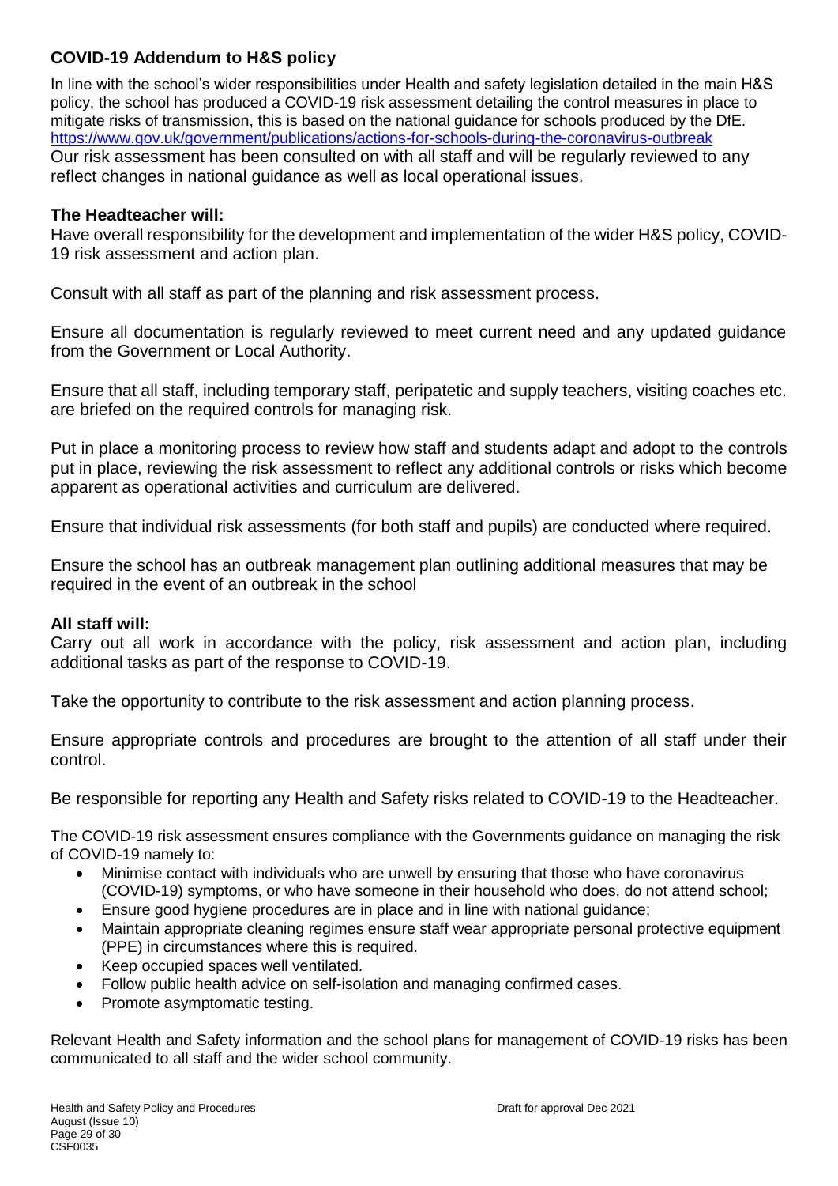## COVID-19 Addendum to H&S policy

In line with the school's wider responsibilities under Health and safety legislation detailed in the main H&S policy, the school has produced a COVID-19 risk assessment detailing the control measures in place to mitigate risks of transmission, this is based on the national guidance for schools produced by the DfE. https://www.gov.uk/government/publications/actions-for-schools-during-the-coronavirus-outbreak
Our risk assessment has been consulted on with all staff and will be regularly reviewed to any reflect changes in national guidance as well as local operational issues.

**The Headteacher will:**
Have overall responsibility for the development and implementation of the wider H&S policy, COVID-19 risk assessment and action plan.

Consult with all staff as part of the planning and risk assessment process.

Ensure all documentation is regularly reviewed to meet current need and any updated guidance from the Government or Local Authority.

Ensure that all staff, including temporary staff, peripatetic and supply teachers, visiting coaches etc. are briefed on the required controls for managing risk.

Put in place a monitoring process to review how staff and students adapt and adopt to the controls put in place, reviewing the risk assessment to reflect any additional controls or risks which become apparent as operational activities and curriculum are delivered.

Ensure that individual risk assessments (for both staff and pupils) are conducted where required.

Ensure the school has an outbreak management plan outlining additional measures that may be required in the event of an outbreak in the school

**All staff will:**
Carry out all work in accordance with the policy, risk assessment and action plan, including additional tasks as part of the response to COVID-19.

Take the opportunity to contribute to the risk assessment and action planning process.

Ensure appropriate controls and procedures are brought to the attention of all staff under their control.

Be responsible for reporting any Health and Safety risks related to COVID-19 to the Headteacher.

The COVID-19 risk assessment ensures compliance with the Governments guidance on managing the risk of COVID-19 namely to:

- Minimise contact with individuals who are unwell by ensuring that those who have coronavirus (COVID-19) symptoms, or who have someone in their household who does, do not attend school;
- Ensure good hygiene procedures are in place and in line with national guidance;
- Maintain appropriate cleaning regimes ensure staff wear appropriate personal protective equipment (PPE) in circumstances where this is required.
- Keep occupied spaces well ventilated.
- Follow public health advice on self-isolation and managing confirmed cases.
- Promote asymptomatic testing.

Relevant Health and Safety information and the school plans for management of COVID-19 risks has been communicated to all staff and the wider school community.